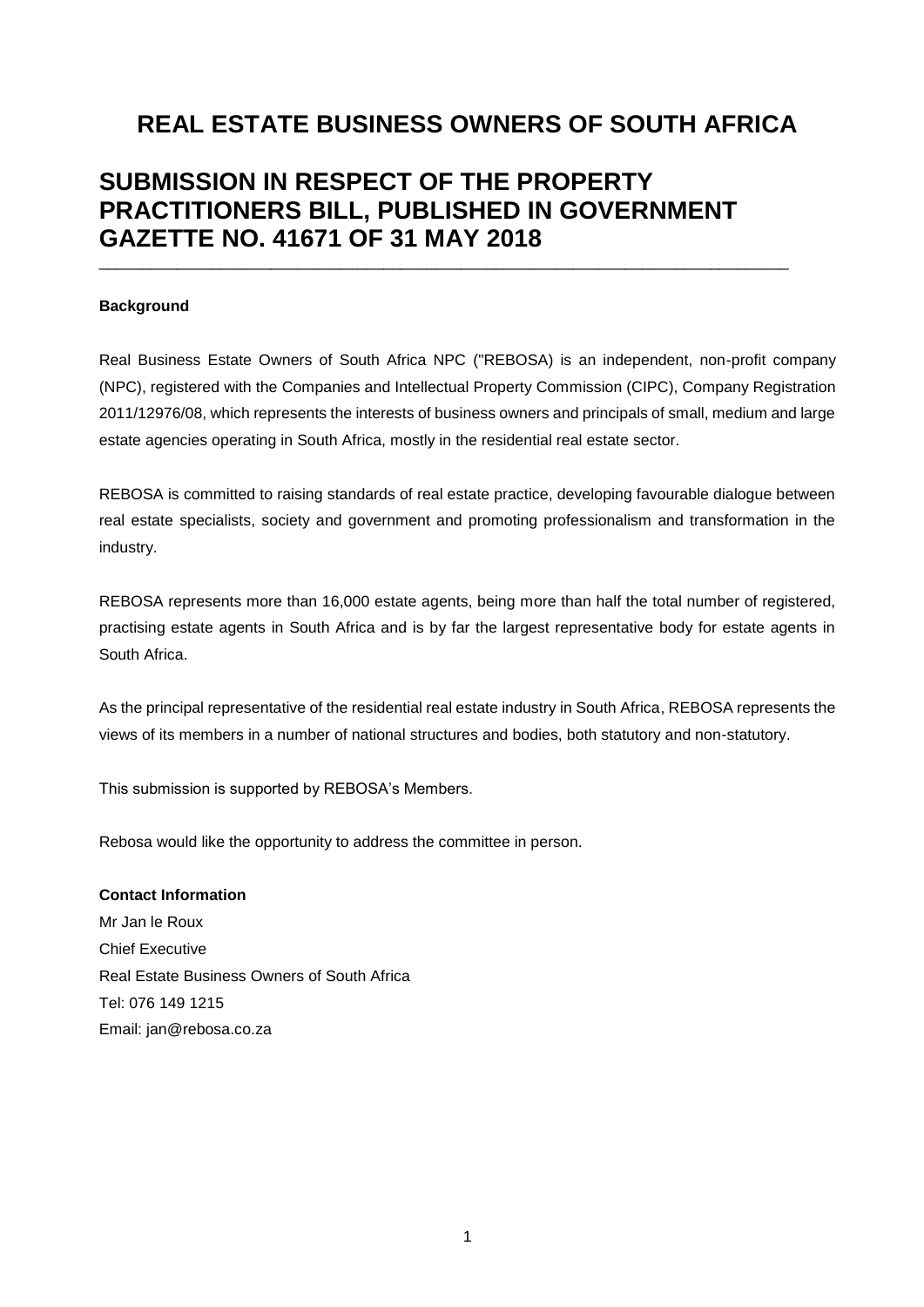# REAL ESTATE BUSINESS OWNERS OF SOUTH AFRICA

## SUBMISSION IN RESPECT OF THE PROPERTY PRACTITIONERS BILL, PUBLISHED IN GOVERNMENT GAZETTE NO. 41671 OF 31 MAY 2018

---

**Background**

Real Business Estate Owners of South Africa NPC ("REBOSA) is an independent, non-profit company (NPC), registered with the Companies and Intellectual Property Commission (CIPC), Company Registration 2011/12976/08, which represents the interests of business owners and principals of small, medium and large estate agencies operating in South Africa, mostly in the residential real estate sector.

REBOSA is committed to raising standards of real estate practice, developing favourable dialogue between real estate specialists, society and government and promoting professionalism and transformation in the industry.

REBOSA represents more than 16,000 estate agents, being more than half the total number of registered, practising estate agents in South Africa and is by far the largest representative body for estate agents in South Africa.

As the principal representative of the residential real estate industry in South Africa, REBOSA represents the views of its members in a number of national structures and bodies, both statutory and non-statutory.

This submission is supported by REBOSA's Members.

Rebosa would like the opportunity to address the committee in person.

**Contact Information**

Mr Jan le Roux
Chief Executive
Real Estate Business Owners of South Africa
Tel: 076 149 1215
Email: jan@rebosa.co.za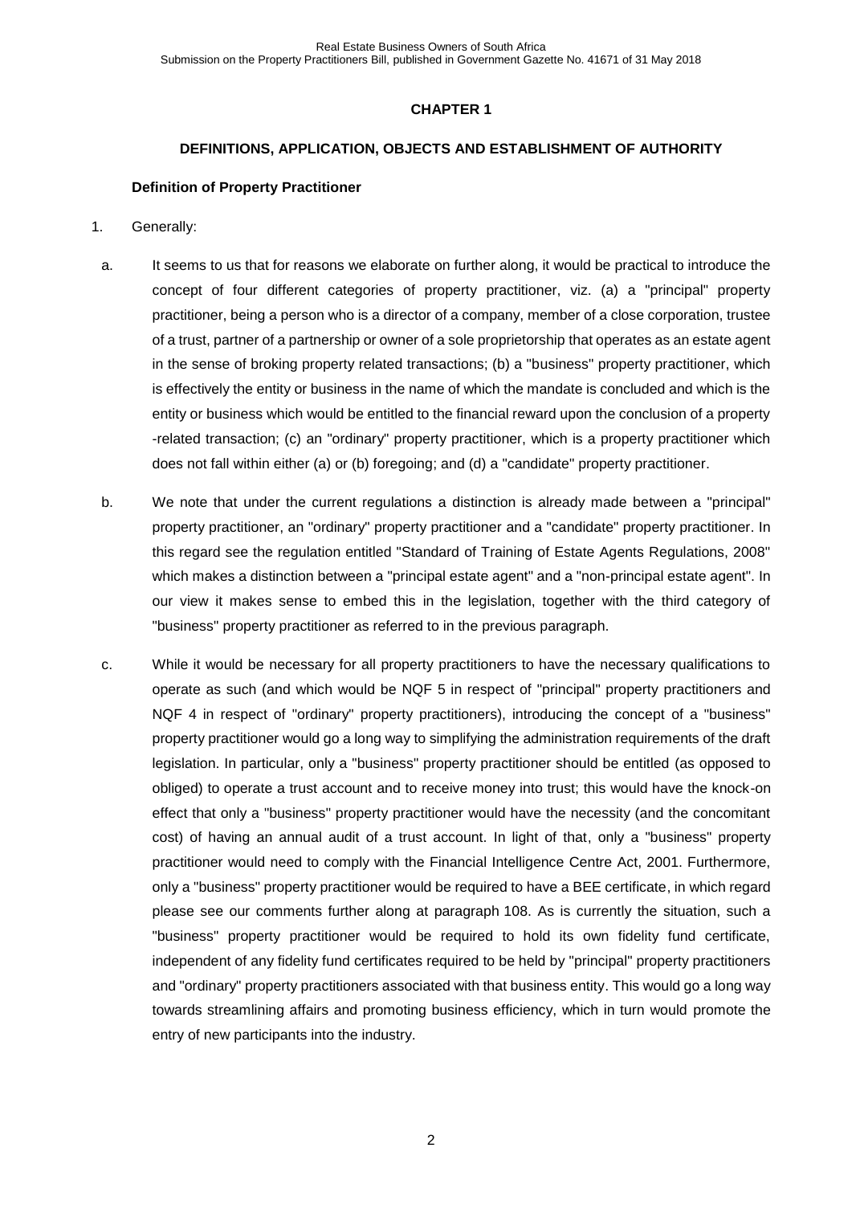## CHAPTER 1

### DEFINITIONS, APPLICATION, OBJECTS AND ESTABLISHMENT OF AUTHORITY

#### Definition of Property Practitioner

1. Generally:

   a. It seems to us that for reasons we elaborate on further along, it would be practical to introduce the concept of four different categories of property practitioner, viz. (a) a "principal" property practitioner, being a person who is a director of a company, member of a close corporation, trustee of a trust, partner of a partnership or owner of a sole proprietorship that operates as an estate agent in the sense of broking property related transactions; (b) a "business" property practitioner, which is effectively the entity or business in the name of which the mandate is concluded and which is the entity or business which would be entitled to the financial reward upon the conclusion of a property -related transaction; (c) an "ordinary" property practitioner, which is a property practitioner which does not fall within either (a) or (b) foregoing; and (d) a "candidate" property practitioner.

   b. We note that under the current regulations a distinction is already made between a "principal" property practitioner, an "ordinary" property practitioner and a "candidate" property practitioner. In this regard see the regulation entitled "Standard of Training of Estate Agents Regulations, 2008" which makes a distinction between a "principal estate agent" and a "non-principal estate agent". In our view it makes sense to embed this in the legislation, together with the third category of "business" property practitioner as referred to in the previous paragraph.

   c. While it would be necessary for all property practitioners to have the necessary qualifications to operate as such (and which would be NQF 5 in respect of "principal" property practitioners and NQF 4 in respect of "ordinary" property practitioners), introducing the concept of a "business" property practitioner would go a long way to simplifying the administration requirements of the draft legislation. In particular, only a "business" property practitioner should be entitled (as opposed to obliged) to operate a trust account and to receive money into trust; this would have the knock-on effect that only a "business" property practitioner would have the necessity (and the concomitant cost) of having an annual audit of a trust account. In light of that, only a "business" property practitioner would need to comply with the Financial Intelligence Centre Act, 2001. Furthermore, only a "business" property practitioner would be required to have a BEE certificate, in which regard please see our comments further along at paragraph 108. As is currently the situation, such a "business" property practitioner would be required to hold its own fidelity fund certificate, independent of any fidelity fund certificates required to be held by "principal" property practitioners and "ordinary" property practitioners associated with that business entity. This would go a long way towards streamlining affairs and promoting business efficiency, which in turn would promote the entry of new participants into the industry.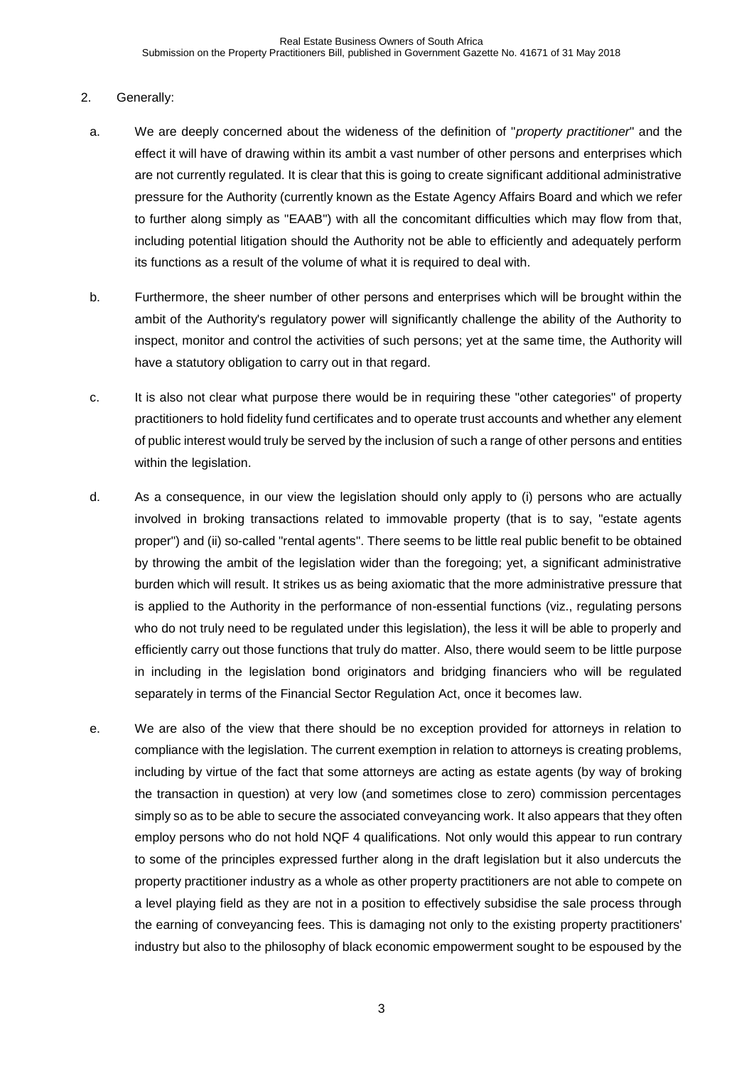2. Generally:

   a. We are deeply concerned about the wideness of the definition of "*property practitioner*" and the effect it will have of drawing within its ambit a vast number of other persons and enterprises which are not currently regulated. It is clear that this is going to create significant additional administrative pressure for the Authority (currently known as the Estate Agency Affairs Board and which we refer to further along simply as "EAAB") with all the concomitant difficulties which may flow from that, including potential litigation should the Authority not be able to efficiently and adequately perform its functions as a result of the volume of what it is required to deal with.

   b. Furthermore, the sheer number of other persons and enterprises which will be brought within the ambit of the Authority's regulatory power will significantly challenge the ability of the Authority to inspect, monitor and control the activities of such persons; yet at the same time, the Authority will have a statutory obligation to carry out in that regard.

   c. It is also not clear what purpose there would be in requiring these "other categories" of property practitioners to hold fidelity fund certificates and to operate trust accounts and whether any element of public interest would truly be served by the inclusion of such a range of other persons and entities within the legislation.

   d. As a consequence, in our view the legislation should only apply to (i) persons who are actually involved in broking transactions related to immovable property (that is to say, "estate agents proper") and (ii) so-called "rental agents". There seems to be little real public benefit to be obtained by throwing the ambit of the legislation wider than the foregoing; yet, a significant administrative burden which will result. It strikes us as being axiomatic that the more administrative pressure that is applied to the Authority in the performance of non-essential functions (viz., regulating persons who do not truly need to be regulated under this legislation), the less it will be able to properly and efficiently carry out those functions that truly do matter. Also, there would seem to be little purpose in including in the legislation bond originators and bridging financiers who will be regulated separately in terms of the Financial Sector Regulation Act, once it becomes law.

   e. We are also of the view that there should be no exception provided for attorneys in relation to compliance with the legislation. The current exemption in relation to attorneys is creating problems, including by virtue of the fact that some attorneys are acting as estate agents (by way of broking the transaction in question) at very low (and sometimes close to zero) commission percentages simply so as to be able to secure the associated conveyancing work. It also appears that they often employ persons who do not hold NQF 4 qualifications. Not only would this appear to run contrary to some of the principles expressed further along in the draft legislation but it also undercuts the property practitioner industry as a whole as other property practitioners are not able to compete on a level playing field as they are not in a position to effectively subsidise the sale process through the earning of conveyancing fees. This is damaging not only to the existing property practitioners' industry but also to the philosophy of black economic empowerment sought to be espoused by the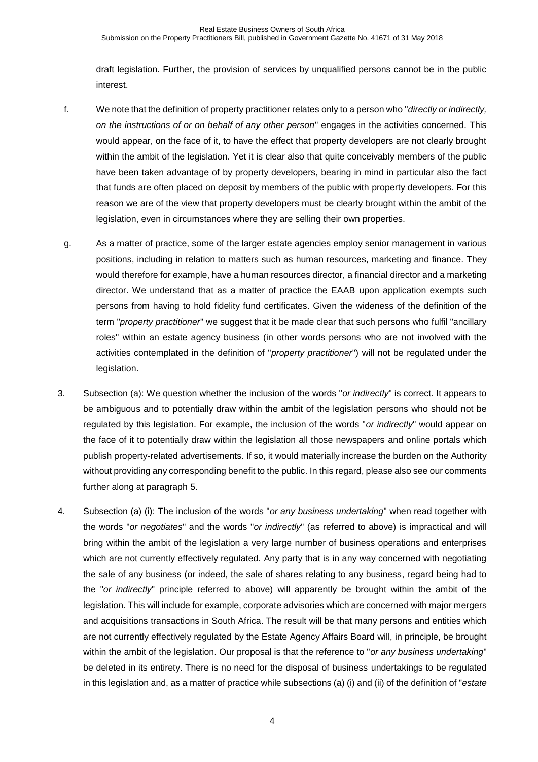draft legislation. Further, the provision of services by unqualified persons cannot be in the public interest.

f. We note that the definition of property practitioner relates only to a person who "*directly or indirectly, on the instructions of or on behalf of any other person*" engages in the activities concerned. This would appear, on the face of it, to have the effect that property developers are not clearly brought within the ambit of the legislation. Yet it is clear also that quite conceivably members of the public have been taken advantage of by property developers, bearing in mind in particular also the fact that funds are often placed on deposit by members of the public with property developers. For this reason we are of the view that property developers must be clearly brought within the ambit of the legislation, even in circumstances where they are selling their own properties.

g. As a matter of practice, some of the larger estate agencies employ senior management in various positions, including in relation to matters such as human resources, marketing and finance. They would therefore for example, have a human resources director, a financial director and a marketing director. We understand that as a matter of practice the EAAB upon application exempts such persons from having to hold fidelity fund certificates. Given the wideness of the definition of the term "*property practitioner*" we suggest that it be made clear that such persons who fulfil "ancillary roles" within an estate agency business (in other words persons who are not involved with the activities contemplated in the definition of "*property practitioner*") will not be regulated under the legislation.

3. Subsection (a): We question whether the inclusion of the words "*or indirectly*" is correct. It appears to be ambiguous and to potentially draw within the ambit of the legislation persons who should not be regulated by this legislation. For example, the inclusion of the words "*or indirectly*" would appear on the face of it to potentially draw within the legislation all those newspapers and online portals which publish property-related advertisements. If so, it would materially increase the burden on the Authority without providing any corresponding benefit to the public. In this regard, please also see our comments further along at paragraph 5.

4. Subsection (a) (i): The inclusion of the words "*or any business undertaking*" when read together with the words "*or negotiates*" and the words "*or indirectly*" (as referred to above) is impractical and will bring within the ambit of the legislation a very large number of business operations and enterprises which are not currently effectively regulated. Any party that is in any way concerned with negotiating the sale of any business (or indeed, the sale of shares relating to any business, regard being had to the "*or indirectly*" principle referred to above) will apparently be brought within the ambit of the legislation. This will include for example, corporate advisories which are concerned with major mergers and acquisitions transactions in South Africa. The result will be that many persons and entities which are not currently effectively regulated by the Estate Agency Affairs Board will, in principle, be brought within the ambit of the legislation. Our proposal is that the reference to "*or any business undertaking*" be deleted in its entirety. There is no need for the disposal of business undertakings to be regulated in this legislation and, as a matter of practice while subsections (a) (i) and (ii) of the definition of "*estate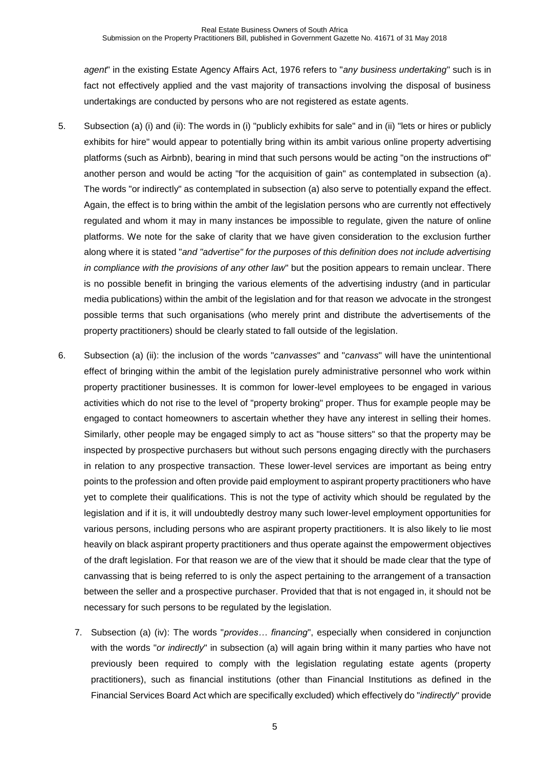*agent*" in the existing Estate Agency Affairs Act, 1976 refers to "*any business undertaking*" such is in fact not effectively applied and the vast majority of transactions involving the disposal of business undertakings are conducted by persons who are not registered as estate agents.

5. Subsection (a) (i) and (ii): The words in (i) "publicly exhibits for sale" and in (ii) "lets or hires or publicly exhibits for hire" would appear to potentially bring within its ambit various online property advertising platforms (such as Airbnb), bearing in mind that such persons would be acting "on the instructions of" another person and would be acting "for the acquisition of gain" as contemplated in subsection (a). The words "or indirectly" as contemplated in subsection (a) also serve to potentially expand the effect. Again, the effect is to bring within the ambit of the legislation persons who are currently not effectively regulated and whom it may in many instances be impossible to regulate, given the nature of online platforms. We note for the sake of clarity that we have given consideration to the exclusion further along where it is stated "*and "advertise" for the purposes of this definition does not include advertising in compliance with the provisions of any other law*" but the position appears to remain unclear. There is no possible benefit in bringing the various elements of the advertising industry (and in particular media publications) within the ambit of the legislation and for that reason we advocate in the strongest possible terms that such organisations (who merely print and distribute the advertisements of the property practitioners) should be clearly stated to fall outside of the legislation.

6. Subsection (a) (ii): the inclusion of the words "*canvasses*" and "*canvass*" will have the unintentional effect of bringing within the ambit of the legislation purely administrative personnel who work within property practitioner businesses. It is common for lower-level employees to be engaged in various activities which do not rise to the level of "property broking" proper. Thus for example people may be engaged to contact homeowners to ascertain whether they have any interest in selling their homes. Similarly, other people may be engaged simply to act as "house sitters" so that the property may be inspected by prospective purchasers but without such persons engaging directly with the purchasers in relation to any prospective transaction. These lower-level services are important as being entry points to the profession and often provide paid employment to aspirant property practitioners who have yet to complete their qualifications. This is not the type of activity which should be regulated by the legislation and if it is, it will undoubtedly destroy many such lower-level employment opportunities for various persons, including persons who are aspirant property practitioners. It is also likely to lie most heavily on black aspirant property practitioners and thus operate against the empowerment objectives of the draft legislation. For that reason we are of the view that it should be made clear that the type of canvassing that is being referred to is only the aspect pertaining to the arrangement of a transaction between the seller and a prospective purchaser. Provided that that is not engaged in, it should not be necessary for such persons to be regulated by the legislation.

7. Subsection (a) (iv): The words "*provides… financing*", especially when considered in conjunction with the words "*or indirectly*" in subsection (a) will again bring within it many parties who have not previously been required to comply with the legislation regulating estate agents (property practitioners), such as financial institutions (other than Financial Institutions as defined in the Financial Services Board Act which are specifically excluded) which effectively do "*indirectly*" provide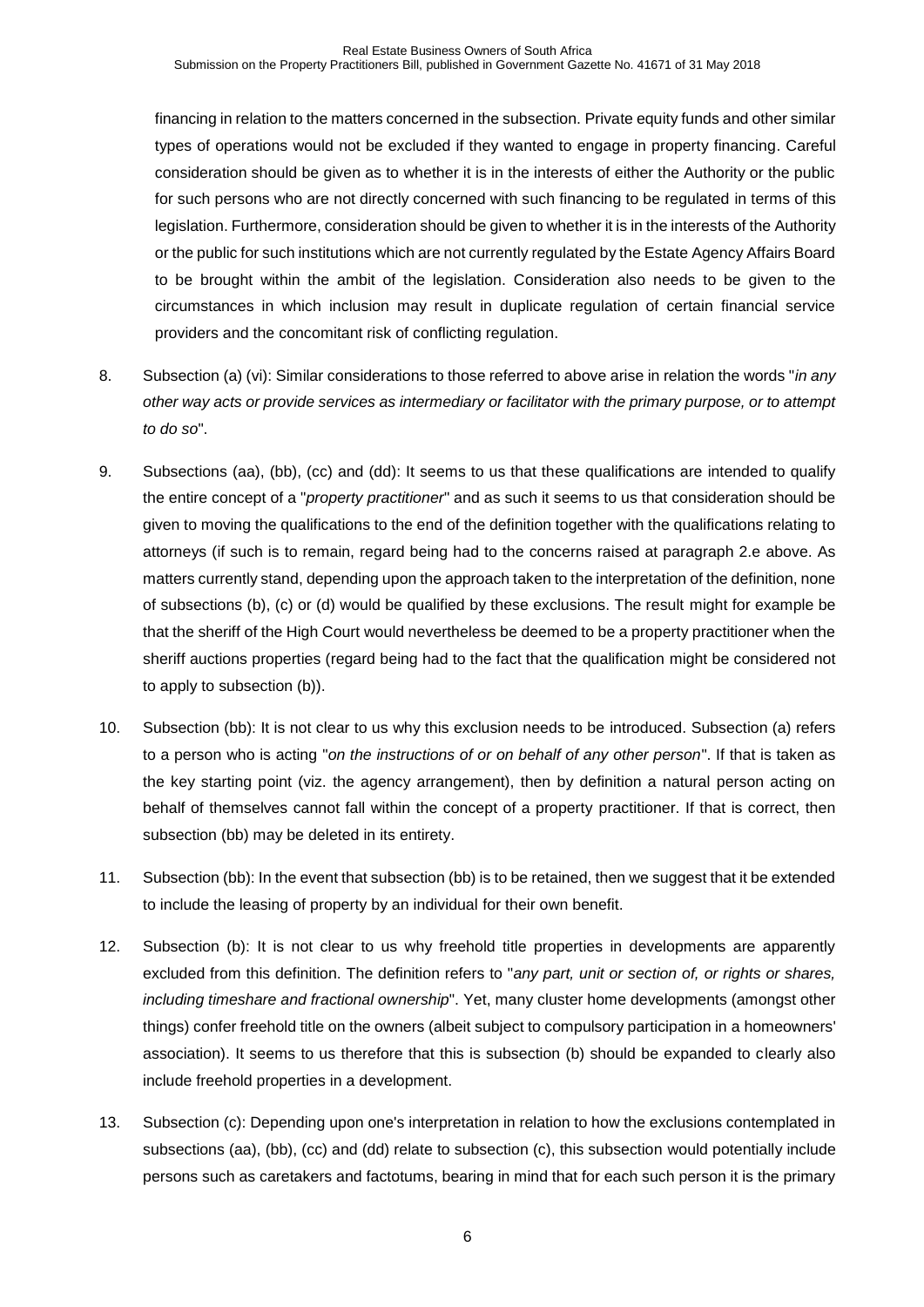financing in relation to the matters concerned in the subsection. Private equity funds and other similar types of operations would not be excluded if they wanted to engage in property financing. Careful consideration should be given as to whether it is in the interests of either the Authority or the public for such persons who are not directly concerned with such financing to be regulated in terms of this legislation. Furthermore, consideration should be given to whether it is in the interests of the Authority or the public for such institutions which are not currently regulated by the Estate Agency Affairs Board to be brought within the ambit of the legislation. Consideration also needs to be given to the circumstances in which inclusion may result in duplicate regulation of certain financial service providers and the concomitant risk of conflicting regulation.

8. Subsection (a) (vi): Similar considerations to those referred to above arise in relation the words "*in any other way acts or provide services as intermediary or facilitator with the primary purpose, or to attempt to do so*".

9. Subsections (aa), (bb), (cc) and (dd): It seems to us that these qualifications are intended to qualify the entire concept of a "*property practitioner*" and as such it seems to us that consideration should be given to moving the qualifications to the end of the definition together with the qualifications relating to attorneys (if such is to remain, regard being had to the concerns raised at paragraph 2.e above. As matters currently stand, depending upon the approach taken to the interpretation of the definition, none of subsections (b), (c) or (d) would be qualified by these exclusions. The result might for example be that the sheriff of the High Court would nevertheless be deemed to be a property practitioner when the sheriff auctions properties (regard being had to the fact that the qualification might be considered not to apply to subsection (b)).

10. Subsection (bb): It is not clear to us why this exclusion needs to be introduced. Subsection (a) refers to a person who is acting "*on the instructions of or on behalf of any other person*". If that is taken as the key starting point (viz. the agency arrangement), then by definition a natural person acting on behalf of themselves cannot fall within the concept of a property practitioner. If that is correct, then subsection (bb) may be deleted in its entirety.

11. Subsection (bb): In the event that subsection (bb) is to be retained, then we suggest that it be extended to include the leasing of property by an individual for their own benefit.

12. Subsection (b): It is not clear to us why freehold title properties in developments are apparently excluded from this definition. The definition refers to "*any part, unit or section of, or rights or shares, including timeshare and fractional ownership*". Yet, many cluster home developments (amongst other things) confer freehold title on the owners (albeit subject to compulsory participation in a homeowners' association). It seems to us therefore that this is subsection (b) should be expanded to clearly also include freehold properties in a development.

13. Subsection (c): Depending upon one's interpretation in relation to how the exclusions contemplated in subsections (aa), (bb), (cc) and (dd) relate to subsection (c), this subsection would potentially include persons such as caretakers and factotums, bearing in mind that for each such person it is the primary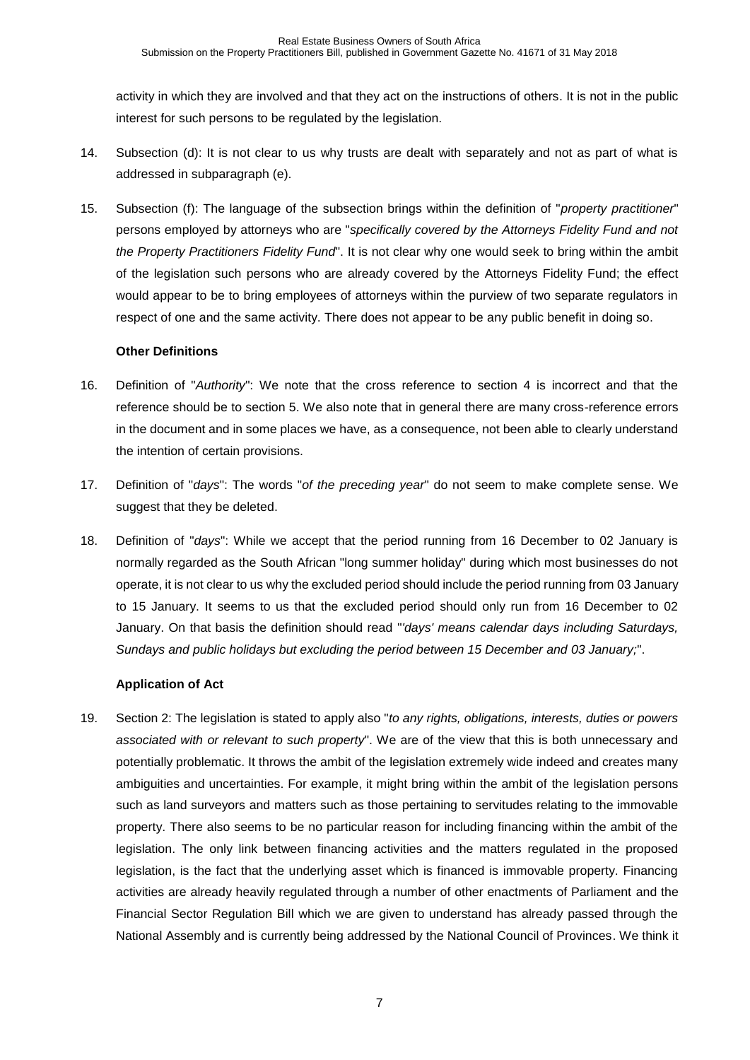activity in which they are involved and that they act on the instructions of others. It is not in the public interest for such persons to be regulated by the legislation.

14. Subsection (d): It is not clear to us why trusts are dealt with separately and not as part of what is addressed in subparagraph (e).

15. Subsection (f): The language of the subsection brings within the definition of "*property practitioner*" persons employed by attorneys who are "*specifically covered by the Attorneys Fidelity Fund and not the Property Practitioners Fidelity Fund*". It is not clear why one would seek to bring within the ambit of the legislation such persons who are already covered by the Attorneys Fidelity Fund; the effect would appear to be to bring employees of attorneys within the purview of two separate regulators in respect of one and the same activity. There does not appear to be any public benefit in doing so.

**Other Definitions**

16. Definition of "*Authority*": We note that the cross reference to section 4 is incorrect and that the reference should be to section 5. We also note that in general there are many cross-reference errors in the document and in some places we have, as a consequence, not been able to clearly understand the intention of certain provisions.

17. Definition of "*days*": The words "*of the preceding year*" do not seem to make complete sense. We suggest that they be deleted.

18. Definition of "*days*": While we accept that the period running from 16 December to 02 January is normally regarded as the South African "long summer holiday" during which most businesses do not operate, it is not clear to us why the excluded period should include the period running from 03 January to 15 January. It seems to us that the excluded period should only run from 16 December to 02 January. On that basis the definition should read "*'days' means calendar days including Saturdays, Sundays and public holidays but excluding the period between 15 December and 03 January;*".

**Application of Act**

19. Section 2: The legislation is stated to apply also "*to any rights, obligations, interests, duties or powers associated with or relevant to such property*". We are of the view that this is both unnecessary and potentially problematic. It throws the ambit of the legislation extremely wide indeed and creates many ambiguities and uncertainties. For example, it might bring within the ambit of the legislation persons such as land surveyors and matters such as those pertaining to servitudes relating to the immovable property. There also seems to be no particular reason for including financing within the ambit of the legislation. The only link between financing activities and the matters regulated in the proposed legislation, is the fact that the underlying asset which is financed is immovable property. Financing activities are already heavily regulated through a number of other enactments of Parliament and the Financial Sector Regulation Bill which we are given to understand has already passed through the National Assembly and is currently being addressed by the National Council of Provinces. We think it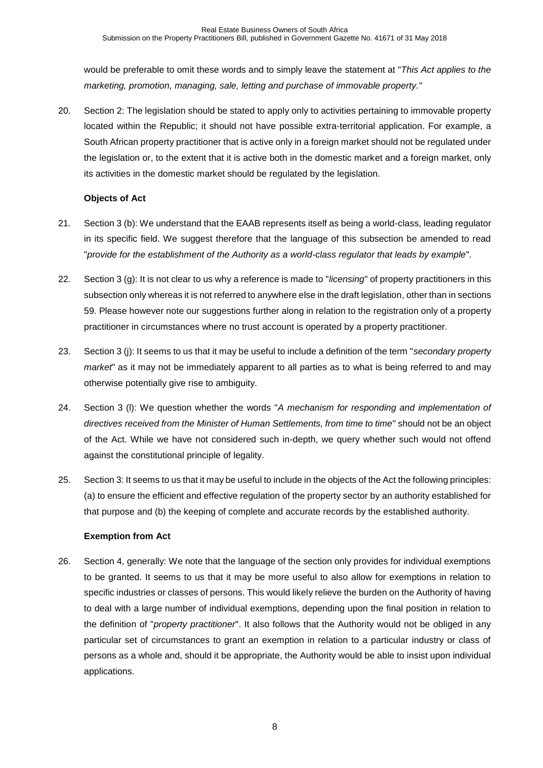would be preferable to omit these words and to simply leave the statement at "*This Act applies to the marketing, promotion, managing, sale, letting and purchase of immovable property.*"

20. Section 2: The legislation should be stated to apply only to activities pertaining to immovable property located within the Republic; it should not have possible extra-territorial application. For example, a South African property practitioner that is active only in a foreign market should not be regulated under the legislation or, to the extent that it is active both in the domestic market and a foreign market, only its activities in the domestic market should be regulated by the legislation.

**Objects of Act**

21. Section 3 (b): We understand that the EAAB represents itself as being a world-class, leading regulator in its specific field. We suggest therefore that the language of this subsection be amended to read "*provide for the establishment of the Authority as a world-class regulator that leads by example*".

22. Section 3 (g): It is not clear to us why a reference is made to "*licensing*" of property practitioners in this subsection only whereas it is not referred to anywhere else in the draft legislation, other than in sections 59. Please however note our suggestions further along in relation to the registration only of a property practitioner in circumstances where no trust account is operated by a property practitioner.

23. Section 3 (j): It seems to us that it may be useful to include a definition of the term "*secondary property market*" as it may not be immediately apparent to all parties as to what is being referred to and may otherwise potentially give rise to ambiguity.

24. Section 3 (l): We question whether the words "*A mechanism for responding and implementation of directives received from the Minister of Human Settlements, from time to time*" should not be an object of the Act. While we have not considered such in-depth, we query whether such would not offend against the constitutional principle of legality.

25. Section 3: It seems to us that it may be useful to include in the objects of the Act the following principles: (a) to ensure the efficient and effective regulation of the property sector by an authority established for that purpose and (b) the keeping of complete and accurate records by the established authority.

**Exemption from Act**

26. Section 4, generally: We note that the language of the section only provides for individual exemptions to be granted. It seems to us that it may be more useful to also allow for exemptions in relation to specific industries or classes of persons. This would likely relieve the burden on the Authority of having to deal with a large number of individual exemptions, depending upon the final position in relation to the definition of "*property practitioner*". It also follows that the Authority would not be obliged in any particular set of circumstances to grant an exemption in relation to a particular industry or class of persons as a whole and, should it be appropriate, the Authority would be able to insist upon individual applications.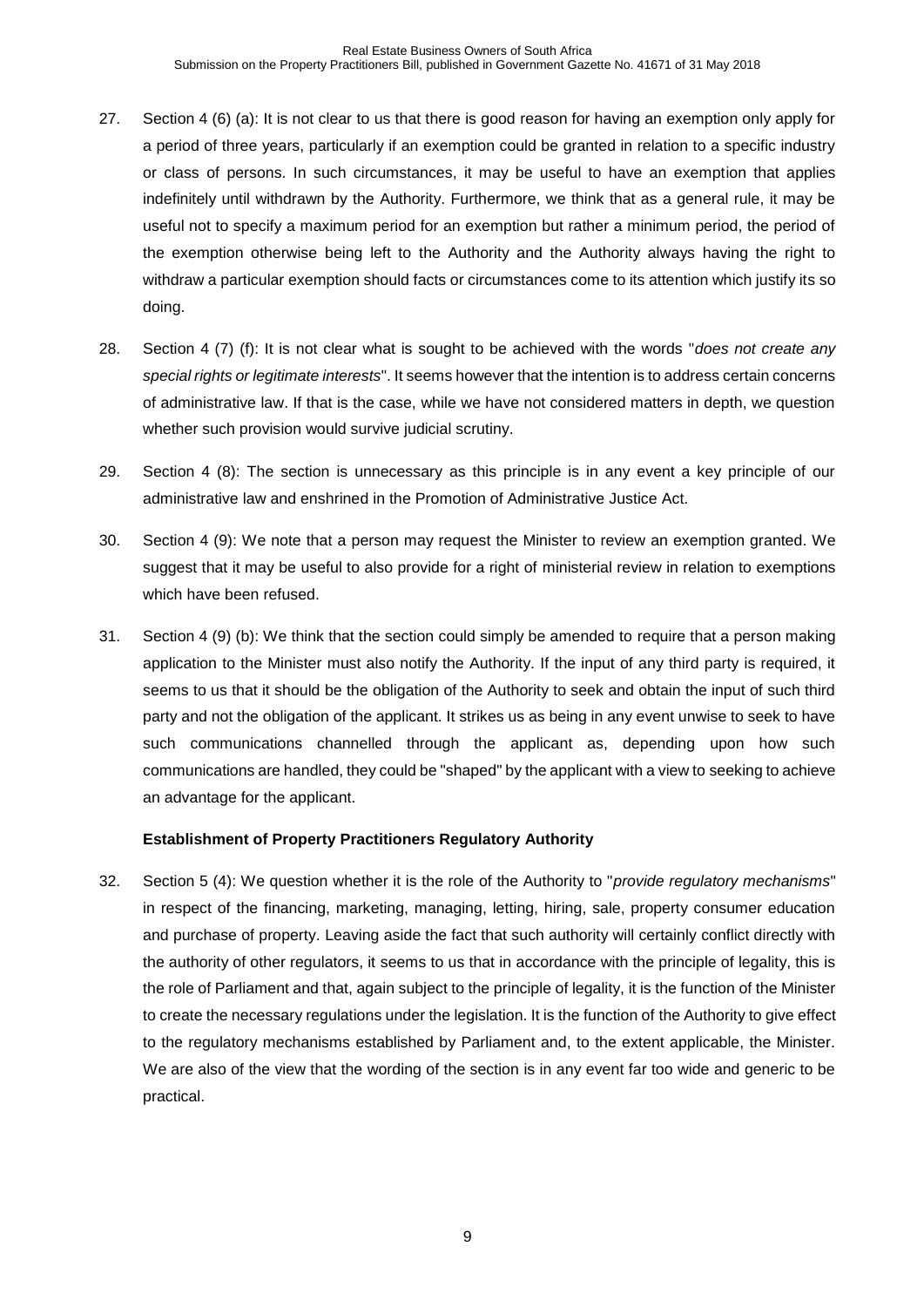27. Section 4 (6) (a): It is not clear to us that there is good reason for having an exemption only apply for a period of three years, particularly if an exemption could be granted in relation to a specific industry or class of persons. In such circumstances, it may be useful to have an exemption that applies indefinitely until withdrawn by the Authority. Furthermore, we think that as a general rule, it may be useful not to specify a maximum period for an exemption but rather a minimum period, the period of the exemption otherwise being left to the Authority and the Authority always having the right to withdraw a particular exemption should facts or circumstances come to its attention which justify its so doing.

28. Section 4 (7) (f): It is not clear what is sought to be achieved with the words "*does not create any special rights or legitimate interests*". It seems however that the intention is to address certain concerns of administrative law. If that is the case, while we have not considered matters in depth, we question whether such provision would survive judicial scrutiny.

29. Section 4 (8): The section is unnecessary as this principle is in any event a key principle of our administrative law and enshrined in the Promotion of Administrative Justice Act.

30. Section 4 (9): We note that a person may request the Minister to review an exemption granted. We suggest that it may be useful to also provide for a right of ministerial review in relation to exemptions which have been refused.

31. Section 4 (9) (b): We think that the section could simply be amended to require that a person making application to the Minister must also notify the Authority. If the input of any third party is required, it seems to us that it should be the obligation of the Authority to seek and obtain the input of such third party and not the obligation of the applicant. It strikes us as being in any event unwise to seek to have such communications channelled through the applicant as, depending upon how such communications are handled, they could be "shaped" by the applicant with a view to seeking to achieve an advantage for the applicant.

**Establishment of Property Practitioners Regulatory Authority**

32. Section 5 (4): We question whether it is the role of the Authority to "*provide regulatory mechanisms*" in respect of the financing, marketing, managing, letting, hiring, sale, property consumer education and purchase of property. Leaving aside the fact that such authority will certainly conflict directly with the authority of other regulators, it seems to us that in accordance with the principle of legality, this is the role of Parliament and that, again subject to the principle of legality, it is the function of the Minister to create the necessary regulations under the legislation. It is the function of the Authority to give effect to the regulatory mechanisms established by Parliament and, to the extent applicable, the Minister. We are also of the view that the wording of the section is in any event far too wide and generic to be practical.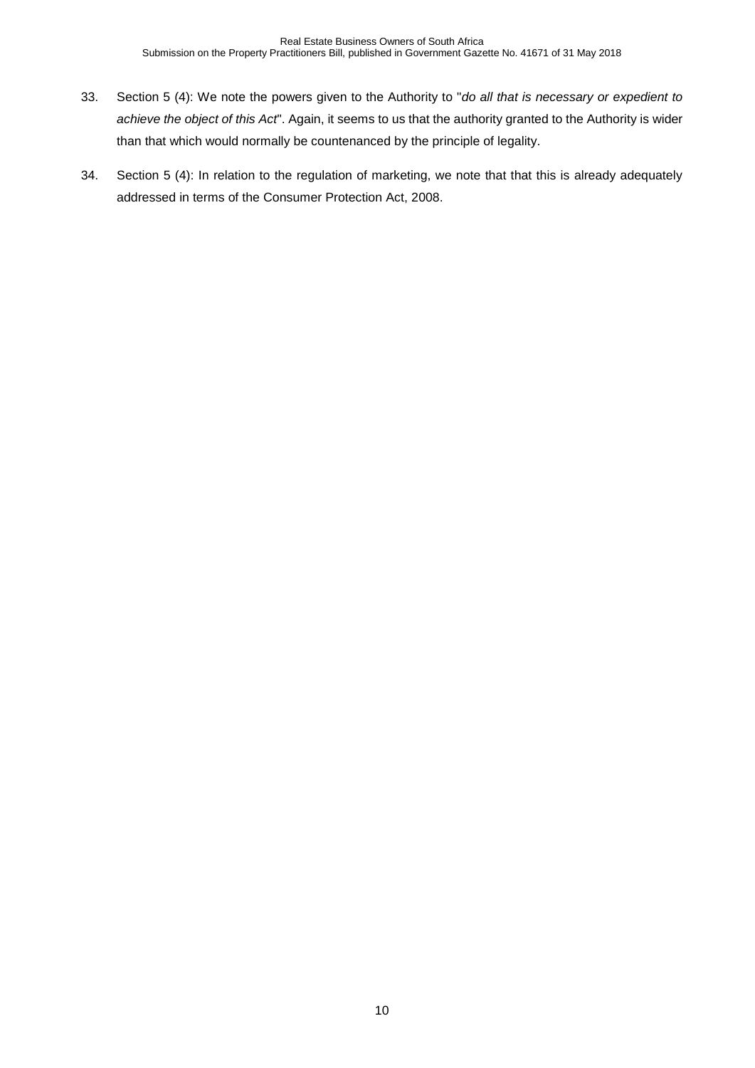33. Section 5 (4): We note the powers given to the Authority to "*do all that is necessary or expedient to achieve the object of this Act*". Again, it seems to us that the authority granted to the Authority is wider than that which would normally be countenanced by the principle of legality.

34. Section 5 (4): In relation to the regulation of marketing, we note that that this is already adequately addressed in terms of the Consumer Protection Act, 2008.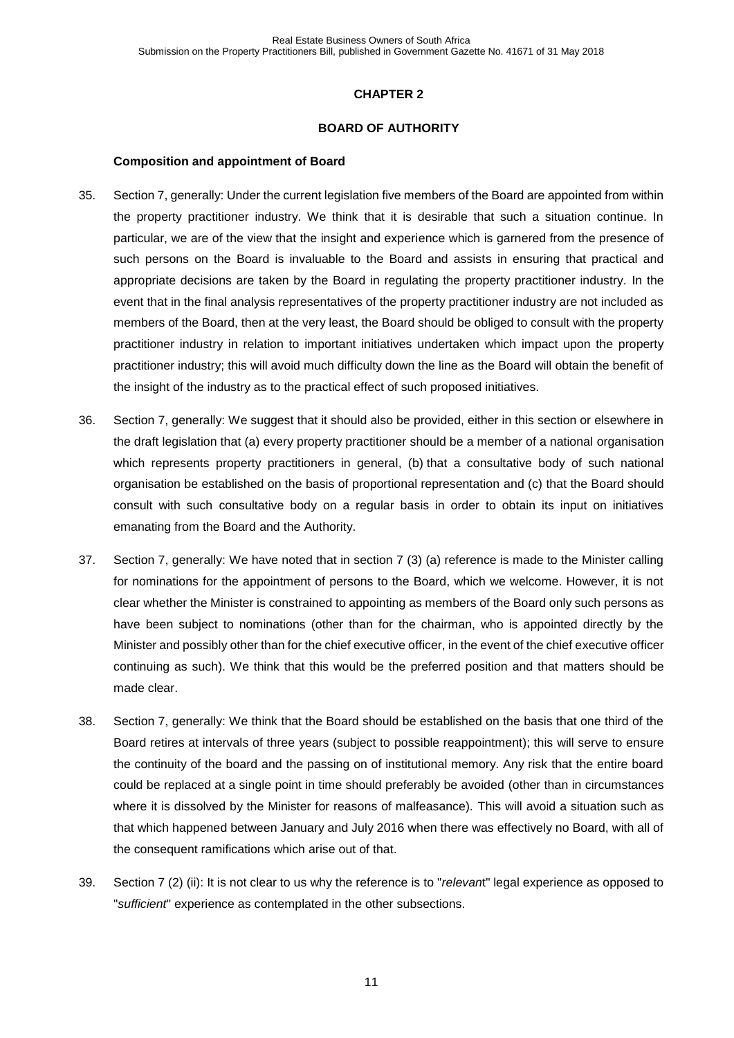## CHAPTER 2

## BOARD OF AUTHORITY

### Composition and appointment of Board

35. Section 7, generally: Under the current legislation five members of the Board are appointed from within the property practitioner industry. We think that it is desirable that such a situation continue. In particular, we are of the view that the insight and experience which is garnered from the presence of such persons on the Board is invaluable to the Board and assists in ensuring that practical and appropriate decisions are taken by the Board in regulating the property practitioner industry. In the event that in the final analysis representatives of the property practitioner industry are not included as members of the Board, then at the very least, the Board should be obliged to consult with the property practitioner industry in relation to important initiatives undertaken which impact upon the property practitioner industry; this will avoid much difficulty down the line as the Board will obtain the benefit of the insight of the industry as to the practical effect of such proposed initiatives.

36. Section 7, generally: We suggest that it should also be provided, either in this section or elsewhere in the draft legislation that (a) every property practitioner should be a member of a national organisation which represents property practitioners in general, (b) that a consultative body of such national organisation be established on the basis of proportional representation and (c) that the Board should consult with such consultative body on a regular basis in order to obtain its input on initiatives emanating from the Board and the Authority.

37. Section 7, generally: We have noted that in section 7 (3) (a) reference is made to the Minister calling for nominations for the appointment of persons to the Board, which we welcome. However, it is not clear whether the Minister is constrained to appointing as members of the Board only such persons as have been subject to nominations (other than for the chairman, who is appointed directly by the Minister and possibly other than for the chief executive officer, in the event of the chief executive officer continuing as such). We think that this would be the preferred position and that matters should be made clear.

38. Section 7, generally: We think that the Board should be established on the basis that one third of the Board retires at intervals of three years (subject to possible reappointment); this will serve to ensure the continuity of the board and the passing on of institutional memory. Any risk that the entire board could be replaced at a single point in time should preferably be avoided (other than in circumstances where it is dissolved by the Minister for reasons of malfeasance). This will avoid a situation such as that which happened between January and July 2016 when there was effectively no Board, with all of the consequent ramifications which arise out of that.

39. Section 7 (2) (ii): It is not clear to us why the reference is to "*relevant*" legal experience as opposed to "*sufficient*" experience as contemplated in the other subsections.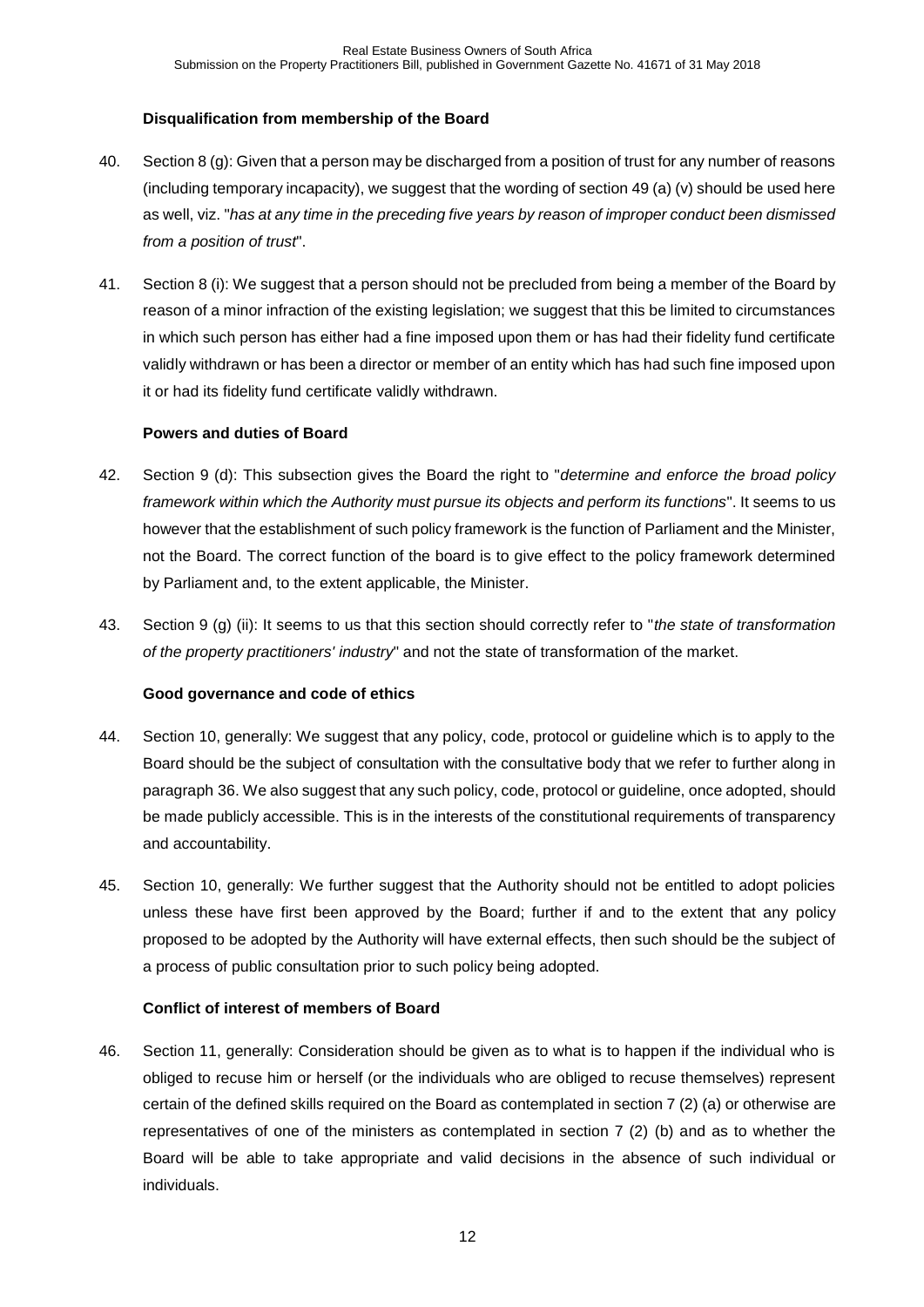### Disqualification from membership of the Board

40. Section 8 (g): Given that a person may be discharged from a position of trust for any number of reasons (including temporary incapacity), we suggest that the wording of section 49 (a) (v) should be used here as well, viz. "*has at any time in the preceding five years by reason of improper conduct been dismissed from a position of trust*".

41. Section 8 (i): We suggest that a person should not be precluded from being a member of the Board by reason of a minor infraction of the existing legislation; we suggest that this be limited to circumstances in which such person has either had a fine imposed upon them or has had their fidelity fund certificate validly withdrawn or has been a director or member of an entity which has had such fine imposed upon it or had its fidelity fund certificate validly withdrawn.

### Powers and duties of Board

42. Section 9 (d): This subsection gives the Board the right to "*determine and enforce the broad policy framework within which the Authority must pursue its objects and perform its functions*". It seems to us however that the establishment of such policy framework is the function of Parliament and the Minister, not the Board. The correct function of the board is to give effect to the policy framework determined by Parliament and, to the extent applicable, the Minister.

43. Section 9 (g) (ii): It seems to us that this section should correctly refer to "*the state of transformation of the property practitioners' industry*" and not the state of transformation of the market.

### Good governance and code of ethics

44. Section 10, generally: We suggest that any policy, code, protocol or guideline which is to apply to the Board should be the subject of consultation with the consultative body that we refer to further along in paragraph 36. We also suggest that any such policy, code, protocol or guideline, once adopted, should be made publicly accessible. This is in the interests of the constitutional requirements of transparency and accountability.

45. Section 10, generally: We further suggest that the Authority should not be entitled to adopt policies unless these have first been approved by the Board; further if and to the extent that any policy proposed to be adopted by the Authority will have external effects, then such should be the subject of a process of public consultation prior to such policy being adopted.

### Conflict of interest of members of Board

46. Section 11, generally: Consideration should be given as to what is to happen if the individual who is obliged to recuse him or herself (or the individuals who are obliged to recuse themselves) represent certain of the defined skills required on the Board as contemplated in section 7 (2) (a) or otherwise are representatives of one of the ministers as contemplated in section 7 (2) (b) and as to whether the Board will be able to take appropriate and valid decisions in the absence of such individual or individuals.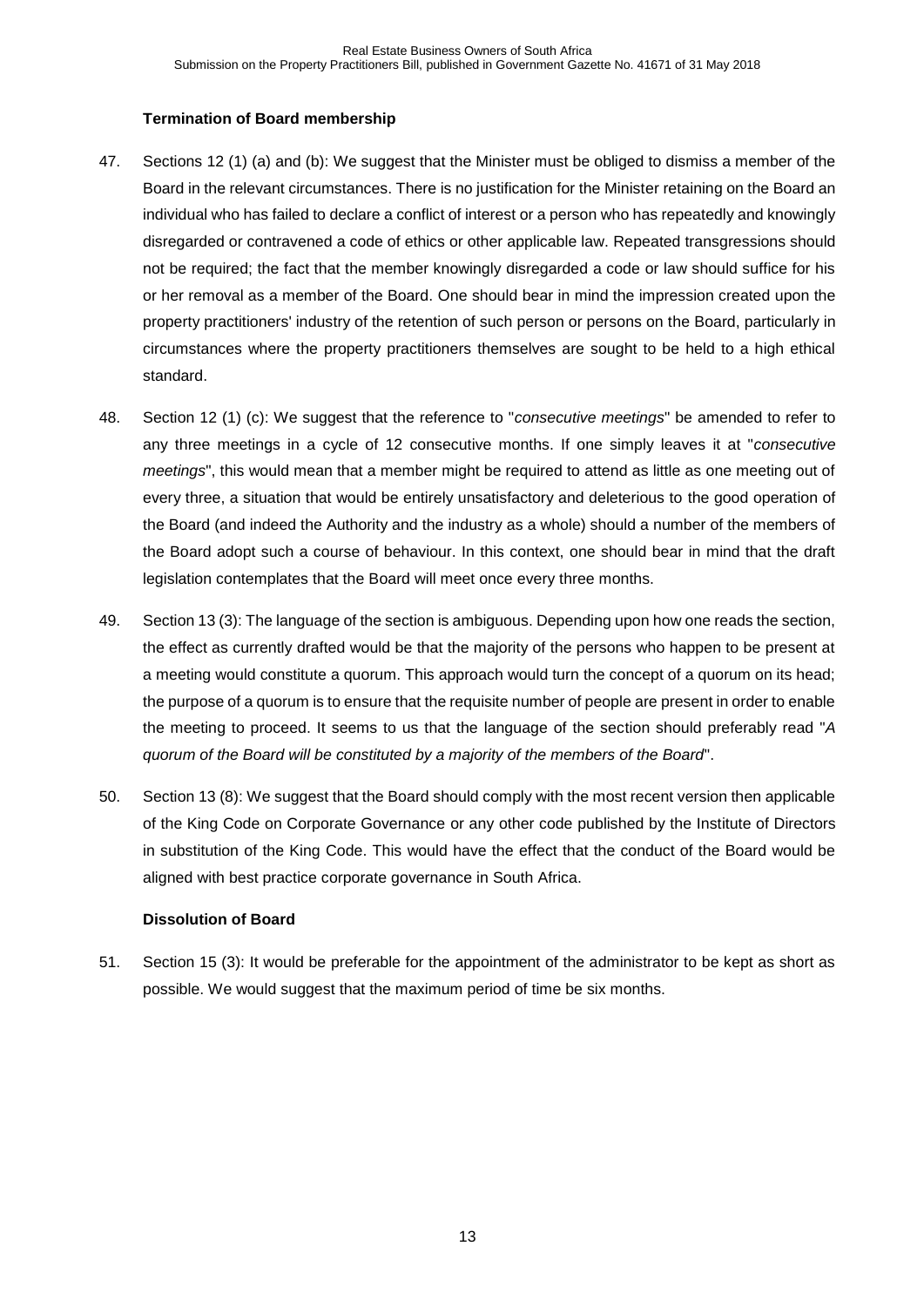**Termination of Board membership**

47. Sections 12 (1) (a) and (b): We suggest that the Minister must be obliged to dismiss a member of the Board in the relevant circumstances. There is no justification for the Minister retaining on the Board an individual who has failed to declare a conflict of interest or a person who has repeatedly and knowingly disregarded or contravened a code of ethics or other applicable law. Repeated transgressions should not be required; the fact that the member knowingly disregarded a code or law should suffice for his or her removal as a member of the Board. One should bear in mind the impression created upon the property practitioners' industry of the retention of such person or persons on the Board, particularly in circumstances where the property practitioners themselves are sought to be held to a high ethical standard.

48. Section 12 (1) (c): We suggest that the reference to "*consecutive meetings*" be amended to refer to any three meetings in a cycle of 12 consecutive months. If one simply leaves it at "*consecutive meetings*", this would mean that a member might be required to attend as little as one meeting out of every three, a situation that would be entirely unsatisfactory and deleterious to the good operation of the Board (and indeed the Authority and the industry as a whole) should a number of the members of the Board adopt such a course of behaviour. In this context, one should bear in mind that the draft legislation contemplates that the Board will meet once every three months.

49. Section 13 (3): The language of the section is ambiguous. Depending upon how one reads the section, the effect as currently drafted would be that the majority of the persons who happen to be present at a meeting would constitute a quorum. This approach would turn the concept of a quorum on its head; the purpose of a quorum is to ensure that the requisite number of people are present in order to enable the meeting to proceed. It seems to us that the language of the section should preferably read "*A quorum of the Board will be constituted by a majority of the members of the Board*".

50. Section 13 (8): We suggest that the Board should comply with the most recent version then applicable of the King Code on Corporate Governance or any other code published by the Institute of Directors in substitution of the King Code. This would have the effect that the conduct of the Board would be aligned with best practice corporate governance in South Africa.

**Dissolution of Board**

51. Section 15 (3): It would be preferable for the appointment of the administrator to be kept as short as possible. We would suggest that the maximum period of time be six months.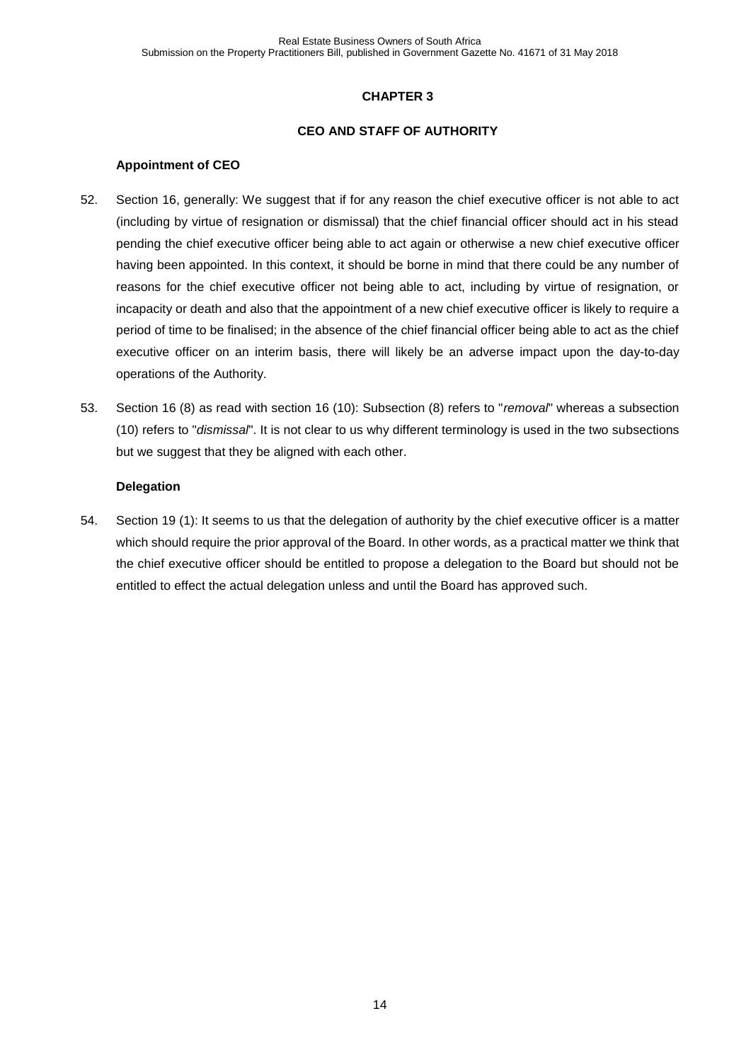## CHAPTER 3

## CEO AND STAFF OF AUTHORITY

### Appointment of CEO

52. Section 16, generally: We suggest that if for any reason the chief executive officer is not able to act (including by virtue of resignation or dismissal) that the chief financial officer should act in his stead pending the chief executive officer being able to act again or otherwise a new chief executive officer having been appointed. In this context, it should be borne in mind that there could be any number of reasons for the chief executive officer not being able to act, including by virtue of resignation, or incapacity or death and also that the appointment of a new chief executive officer is likely to require a period of time to be finalised; in the absence of the chief financial officer being able to act as the chief executive officer on an interim basis, there will likely be an adverse impact upon the day-to-day operations of the Authority.

53. Section 16 (8) as read with section 16 (10): Subsection (8) refers to "*removal*" whereas a subsection (10) refers to "*dismissal*". It is not clear to us why different terminology is used in the two subsections but we suggest that they be aligned with each other.

### Delegation

54. Section 19 (1): It seems to us that the delegation of authority by the chief executive officer is a matter which should require the prior approval of the Board. In other words, as a practical matter we think that the chief executive officer should be entitled to propose a delegation to the Board but should not be entitled to effect the actual delegation unless and until the Board has approved such.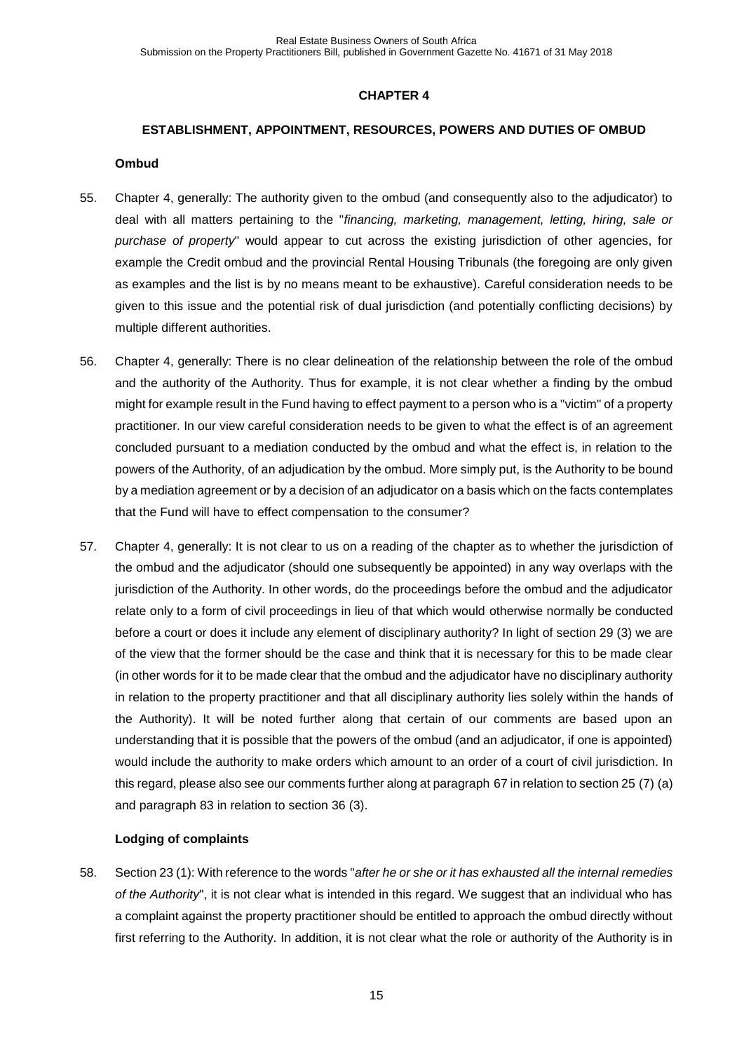## CHAPTER 4

### ESTABLISHMENT, APPOINTMENT, RESOURCES, POWERS AND DUTIES OF OMBUD

**Ombud**

55. Chapter 4, generally: The authority given to the ombud (and consequently also to the adjudicator) to deal with all matters pertaining to the "*financing, marketing, management, letting, hiring, sale or purchase of property*" would appear to cut across the existing jurisdiction of other agencies, for example the Credit ombud and the provincial Rental Housing Tribunals (the foregoing are only given as examples and the list is by no means meant to be exhaustive). Careful consideration needs to be given to this issue and the potential risk of dual jurisdiction (and potentially conflicting decisions) by multiple different authorities.

56. Chapter 4, generally: There is no clear delineation of the relationship between the role of the ombud and the authority of the Authority. Thus for example, it is not clear whether a finding by the ombud might for example result in the Fund having to effect payment to a person who is a "victim" of a property practitioner. In our view careful consideration needs to be given to what the effect is of an agreement concluded pursuant to a mediation conducted by the ombud and what the effect is, in relation to the powers of the Authority, of an adjudication by the ombud. More simply put, is the Authority to be bound by a mediation agreement or by a decision of an adjudicator on a basis which on the facts contemplates that the Fund will have to effect compensation to the consumer?

57. Chapter 4, generally: It is not clear to us on a reading of the chapter as to whether the jurisdiction of the ombud and the adjudicator (should one subsequently be appointed) in any way overlaps with the jurisdiction of the Authority. In other words, do the proceedings before the ombud and the adjudicator relate only to a form of civil proceedings in lieu of that which would otherwise normally be conducted before a court or does it include any element of disciplinary authority? In light of section 29 (3) we are of the view that the former should be the case and think that it is necessary for this to be made clear (in other words for it to be made clear that the ombud and the adjudicator have no disciplinary authority in relation to the property practitioner and that all disciplinary authority lies solely within the hands of the Authority). It will be noted further along that certain of our comments are based upon an understanding that it is possible that the powers of the ombud (and an adjudicator, if one is appointed) would include the authority to make orders which amount to an order of a court of civil jurisdiction. In this regard, please also see our comments further along at paragraph 67 in relation to section 25 (7) (a) and paragraph 83 in relation to section 36 (3).

**Lodging of complaints**

58. Section 23 (1): With reference to the words "*after he or she or it has exhausted all the internal remedies of the Authority*", it is not clear what is intended in this regard. We suggest that an individual who has a complaint against the property practitioner should be entitled to approach the ombud directly without first referring to the Authority. In addition, it is not clear what the role or authority of the Authority is in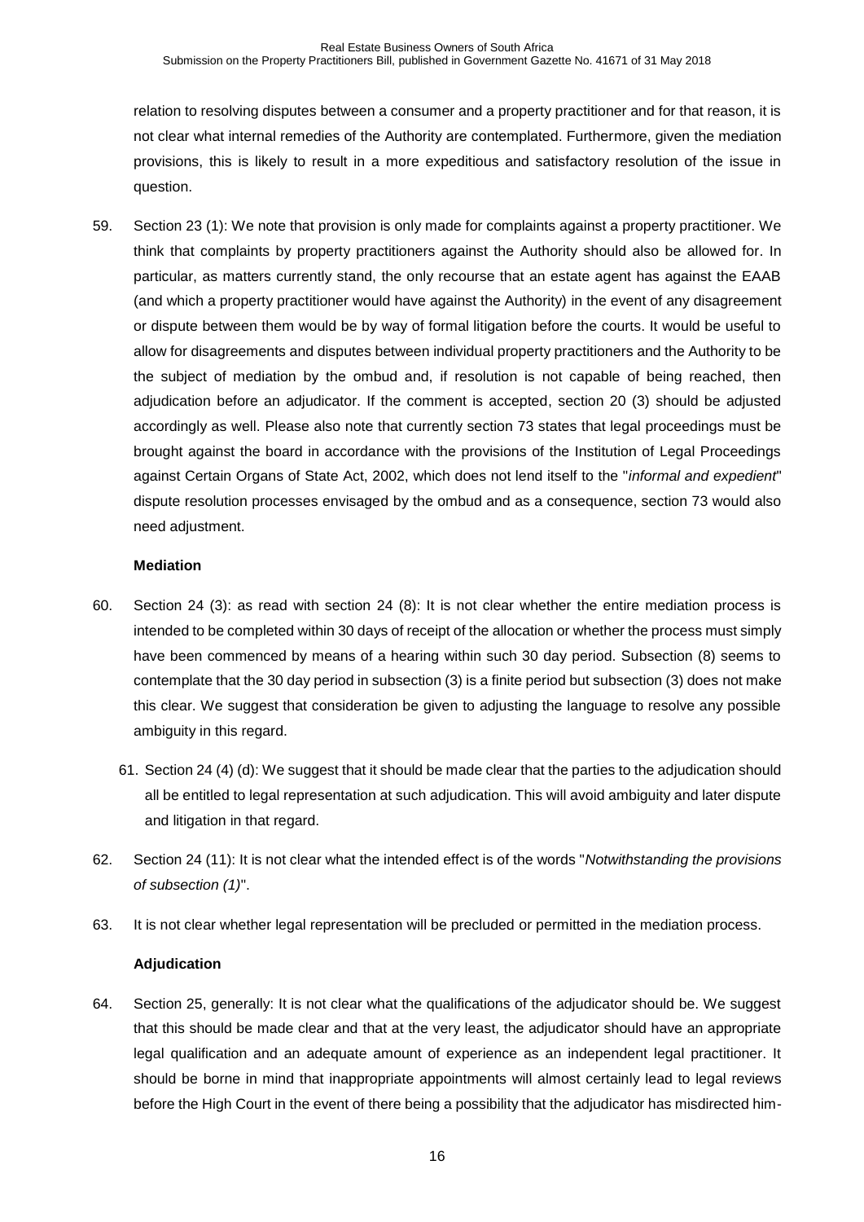relation to resolving disputes between a consumer and a property practitioner and for that reason, it is not clear what internal remedies of the Authority are contemplated. Furthermore, given the mediation provisions, this is likely to result in a more expeditious and satisfactory resolution of the issue in question.

59. Section 23 (1): We note that provision is only made for complaints against a property practitioner. We think that complaints by property practitioners against the Authority should also be allowed for. In particular, as matters currently stand, the only recourse that an estate agent has against the EAAB (and which a property practitioner would have against the Authority) in the event of any disagreement or dispute between them would be by way of formal litigation before the courts. It would be useful to allow for disagreements and disputes between individual property practitioners and the Authority to be the subject of mediation by the ombud and, if resolution is not capable of being reached, then adjudication before an adjudicator. If the comment is accepted, section 20 (3) should be adjusted accordingly as well. Please also note that currently section 73 states that legal proceedings must be brought against the board in accordance with the provisions of the Institution of Legal Proceedings against Certain Organs of State Act, 2002, which does not lend itself to the "*informal and expedient*" dispute resolution processes envisaged by the ombud and as a consequence, section 73 would also need adjustment.

**Mediation**

60. Section 24 (3): as read with section 24 (8): It is not clear whether the entire mediation process is intended to be completed within 30 days of receipt of the allocation or whether the process must simply have been commenced by means of a hearing within such 30 day period. Subsection (8) seems to contemplate that the 30 day period in subsection (3) is a finite period but subsection (3) does not make this clear. We suggest that consideration be given to adjusting the language to resolve any possible ambiguity in this regard.

61. Section 24 (4) (d): We suggest that it should be made clear that the parties to the adjudication should all be entitled to legal representation at such adjudication. This will avoid ambiguity and later dispute and litigation in that regard.

62. Section 24 (11): It is not clear what the intended effect is of the words "*Notwithstanding the provisions of subsection (1)*".

63. It is not clear whether legal representation will be precluded or permitted in the mediation process.

**Adjudication**

64. Section 25, generally: It is not clear what the qualifications of the adjudicator should be. We suggest that this should be made clear and that at the very least, the adjudicator should have an appropriate legal qualification and an adequate amount of experience as an independent legal practitioner. It should be borne in mind that inappropriate appointments will almost certainly lead to legal reviews before the High Court in the event of there being a possibility that the adjudicator has misdirected him-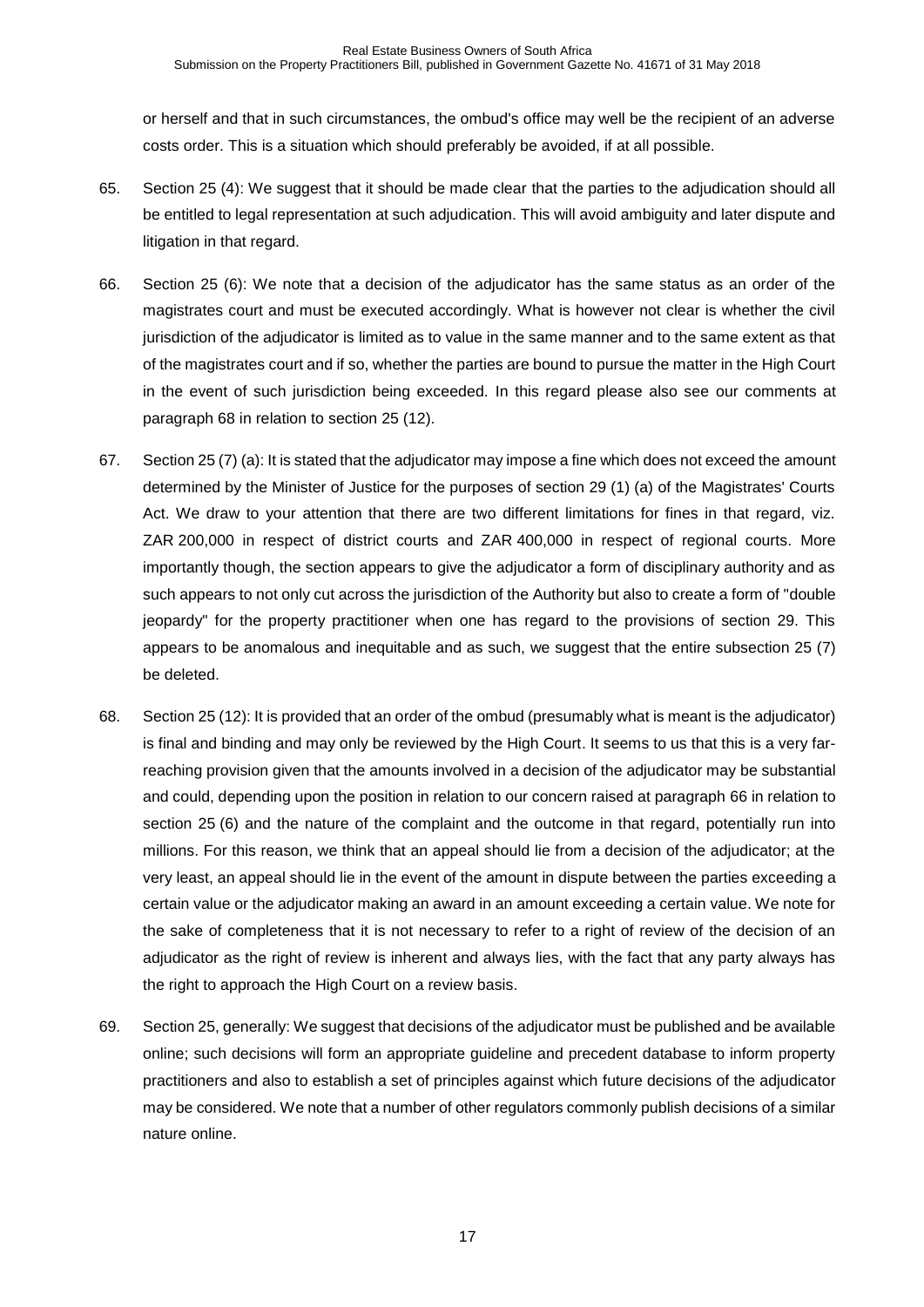or herself and that in such circumstances, the ombud's office may well be the recipient of an adverse costs order. This is a situation which should preferably be avoided, if at all possible.

65. Section 25 (4): We suggest that it should be made clear that the parties to the adjudication should all be entitled to legal representation at such adjudication. This will avoid ambiguity and later dispute and litigation in that regard.

66. Section 25 (6): We note that a decision of the adjudicator has the same status as an order of the magistrates court and must be executed accordingly. What is however not clear is whether the civil jurisdiction of the adjudicator is limited as to value in the same manner and to the same extent as that of the magistrates court and if so, whether the parties are bound to pursue the matter in the High Court in the event of such jurisdiction being exceeded. In this regard please also see our comments at paragraph 68 in relation to section 25 (12).

67. Section 25 (7) (a): It is stated that the adjudicator may impose a fine which does not exceed the amount determined by the Minister of Justice for the purposes of section 29 (1) (a) of the Magistrates' Courts Act. We draw to your attention that there are two different limitations for fines in that regard, viz. ZAR 200,000 in respect of district courts and ZAR 400,000 in respect of regional courts. More importantly though, the section appears to give the adjudicator a form of disciplinary authority and as such appears to not only cut across the jurisdiction of the Authority but also to create a form of "double jeopardy" for the property practitioner when one has regard to the provisions of section 29. This appears to be anomalous and inequitable and as such, we suggest that the entire subsection 25 (7) be deleted.

68. Section 25 (12): It is provided that an order of the ombud (presumably what is meant is the adjudicator) is final and binding and may only be reviewed by the High Court. It seems to us that this is a very far-reaching provision given that the amounts involved in a decision of the adjudicator may be substantial and could, depending upon the position in relation to our concern raised at paragraph 66 in relation to section 25 (6) and the nature of the complaint and the outcome in that regard, potentially run into millions. For this reason, we think that an appeal should lie from a decision of the adjudicator; at the very least, an appeal should lie in the event of the amount in dispute between the parties exceeding a certain value or the adjudicator making an award in an amount exceeding a certain value. We note for the sake of completeness that it is not necessary to refer to a right of review of the decision of an adjudicator as the right of review is inherent and always lies, with the fact that any party always has the right to approach the High Court on a review basis.

69. Section 25, generally: We suggest that decisions of the adjudicator must be published and be available online; such decisions will form an appropriate guideline and precedent database to inform property practitioners and also to establish a set of principles against which future decisions of the adjudicator may be considered. We note that a number of other regulators commonly publish decisions of a similar nature online.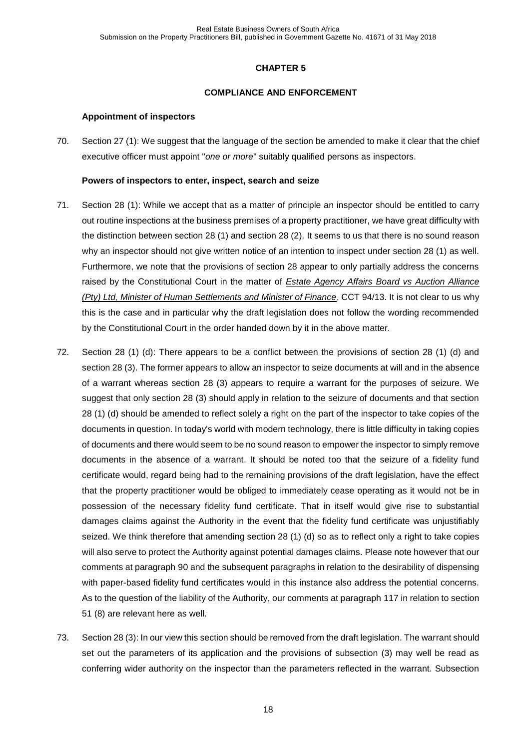## CHAPTER 5

## COMPLIANCE AND ENFORCEMENT

### Appointment of inspectors

70. Section 27 (1): We suggest that the language of the section be amended to make it clear that the chief executive officer must appoint "*one or more*" suitably qualified persons as inspectors.

### Powers of inspectors to enter, inspect, search and seize

71. Section 28 (1): While we accept that as a matter of principle an inspector should be entitled to carry out routine inspections at the business premises of a property practitioner, we have great difficulty with the distinction between section 28 (1) and section 28 (2). It seems to us that there is no sound reason why an inspector should not give written notice of an intention to inspect under section 28 (1) as well. Furthermore, we note that the provisions of section 28 appear to only partially address the concerns raised by the Constitutional Court in the matter of *Estate Agency Affairs Board vs Auction Alliance (Pty) Ltd, Minister of Human Settlements and Minister of Finance*, CCT 94/13. It is not clear to us why this is the case and in particular why the draft legislation does not follow the wording recommended by the Constitutional Court in the order handed down by it in the above matter.

72. Section 28 (1) (d): There appears to be a conflict between the provisions of section 28 (1) (d) and section 28 (3). The former appears to allow an inspector to seize documents at will and in the absence of a warrant whereas section 28 (3) appears to require a warrant for the purposes of seizure. We suggest that only section 28 (3) should apply in relation to the seizure of documents and that section 28 (1) (d) should be amended to reflect solely a right on the part of the inspector to take copies of the documents in question. In today's world with modern technology, there is little difficulty in taking copies of documents and there would seem to be no sound reason to empower the inspector to simply remove documents in the absence of a warrant. It should be noted too that the seizure of a fidelity fund certificate would, regard being had to the remaining provisions of the draft legislation, have the effect that the property practitioner would be obliged to immediately cease operating as it would not be in possession of the necessary fidelity fund certificate. That in itself would give rise to substantial damages claims against the Authority in the event that the fidelity fund certificate was unjustifiably seized. We think therefore that amending section 28 (1) (d) so as to reflect only a right to take copies will also serve to protect the Authority against potential damages claims. Please note however that our comments at paragraph 90 and the subsequent paragraphs in relation to the desirability of dispensing with paper-based fidelity fund certificates would in this instance also address the potential concerns. As to the question of the liability of the Authority, our comments at paragraph 117 in relation to section 51 (8) are relevant here as well.

73. Section 28 (3): In our view this section should be removed from the draft legislation. The warrant should set out the parameters of its application and the provisions of subsection (3) may well be read as conferring wider authority on the inspector than the parameters reflected in the warrant. Subsection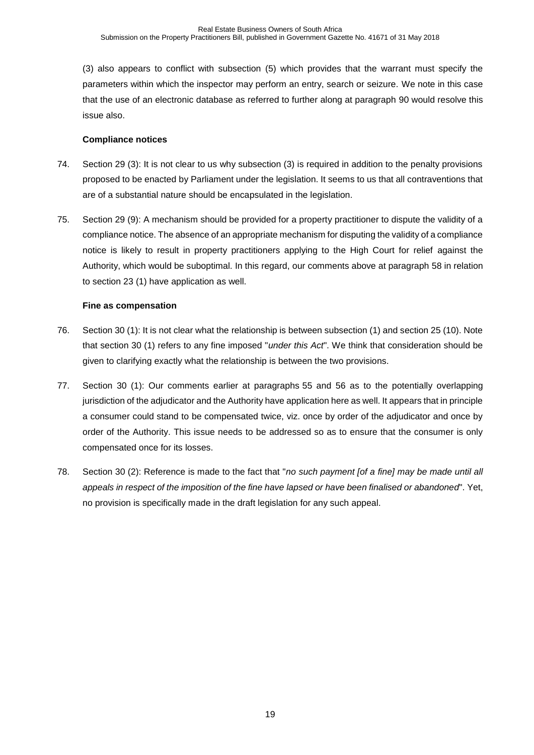(3) also appears to conflict with subsection (5) which provides that the warrant must specify the parameters within which the inspector may perform an entry, search or seizure. We note in this case that the use of an electronic database as referred to further along at paragraph 90 would resolve this issue also.

**Compliance notices**

74. Section 29 (3): It is not clear to us why subsection (3) is required in addition to the penalty provisions proposed to be enacted by Parliament under the legislation. It seems to us that all contraventions that are of a substantial nature should be encapsulated in the legislation.

75. Section 29 (9): A mechanism should be provided for a property practitioner to dispute the validity of a compliance notice. The absence of an appropriate mechanism for disputing the validity of a compliance notice is likely to result in property practitioners applying to the High Court for relief against the Authority, which would be suboptimal. In this regard, our comments above at paragraph 58 in relation to section 23 (1) have application as well.

**Fine as compensation**

76. Section 30 (1): It is not clear what the relationship is between subsection (1) and section 25 (10). Note that section 30 (1) refers to any fine imposed "*under this Act*". We think that consideration should be given to clarifying exactly what the relationship is between the two provisions.

77. Section 30 (1): Our comments earlier at paragraphs 55 and 56 as to the potentially overlapping jurisdiction of the adjudicator and the Authority have application here as well. It appears that in principle a consumer could stand to be compensated twice, viz. once by order of the adjudicator and once by order of the Authority. This issue needs to be addressed so as to ensure that the consumer is only compensated once for its losses.

78. Section 30 (2): Reference is made to the fact that "*no such payment [of a fine] may be made until all appeals in respect of the imposition of the fine have lapsed or have been finalised or abandoned*". Yet, no provision is specifically made in the draft legislation for any such appeal.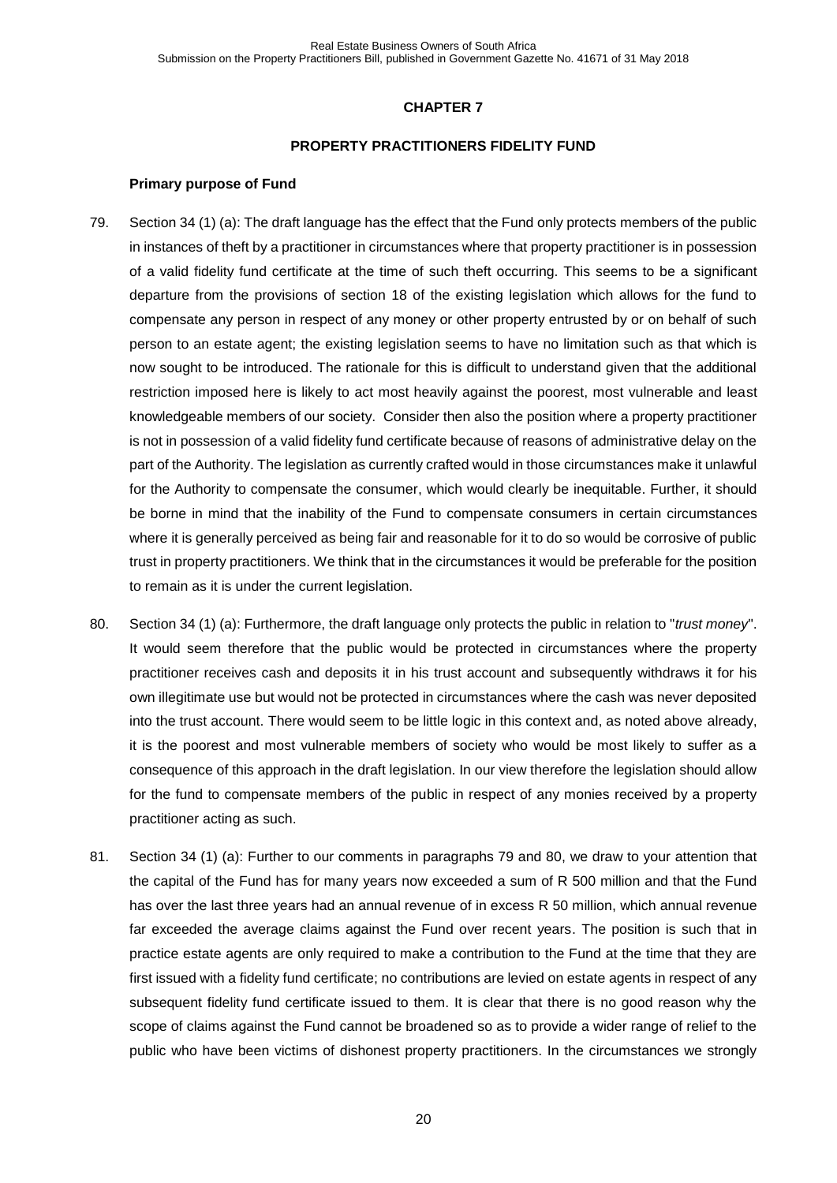## CHAPTER 7

## PROPERTY PRACTITIONERS FIDELITY FUND

**Primary purpose of Fund**

79. Section 34 (1) (a): The draft language has the effect that the Fund only protects members of the public in instances of theft by a practitioner in circumstances where that property practitioner is in possession of a valid fidelity fund certificate at the time of such theft occurring. This seems to be a significant departure from the provisions of section 18 of the existing legislation which allows for the fund to compensate any person in respect of any money or other property entrusted by or on behalf of such person to an estate agent; the existing legislation seems to have no limitation such as that which is now sought to be introduced. The rationale for this is difficult to understand given that the additional restriction imposed here is likely to act most heavily against the poorest, most vulnerable and least knowledgeable members of our society. Consider then also the position where a property practitioner is not in possession of a valid fidelity fund certificate because of reasons of administrative delay on the part of the Authority. The legislation as currently crafted would in those circumstances make it unlawful for the Authority to compensate the consumer, which would clearly be inequitable. Further, it should be borne in mind that the inability of the Fund to compensate consumers in certain circumstances where it is generally perceived as being fair and reasonable for it to do so would be corrosive of public trust in property practitioners. We think that in the circumstances it would be preferable for the position to remain as it is under the current legislation.

80. Section 34 (1) (a): Furthermore, the draft language only protects the public in relation to "*trust money*". It would seem therefore that the public would be protected in circumstances where the property practitioner receives cash and deposits it in his trust account and subsequently withdraws it for his own illegitimate use but would not be protected in circumstances where the cash was never deposited into the trust account. There would seem to be little logic in this context and, as noted above already, it is the poorest and most vulnerable members of society who would be most likely to suffer as a consequence of this approach in the draft legislation. In our view therefore the legislation should allow for the fund to compensate members of the public in respect of any monies received by a property practitioner acting as such.

81. Section 34 (1) (a): Further to our comments in paragraphs 79 and 80, we draw to your attention that the capital of the Fund has for many years now exceeded a sum of R 500 million and that the Fund has over the last three years had an annual revenue of in excess R 50 million, which annual revenue far exceeded the average claims against the Fund over recent years. The position is such that in practice estate agents are only required to make a contribution to the Fund at the time that they are first issued with a fidelity fund certificate; no contributions are levied on estate agents in respect of any subsequent fidelity fund certificate issued to them. It is clear that there is no good reason why the scope of claims against the Fund cannot be broadened so as to provide a wider range of relief to the public who have been victims of dishonest property practitioners. In the circumstances we strongly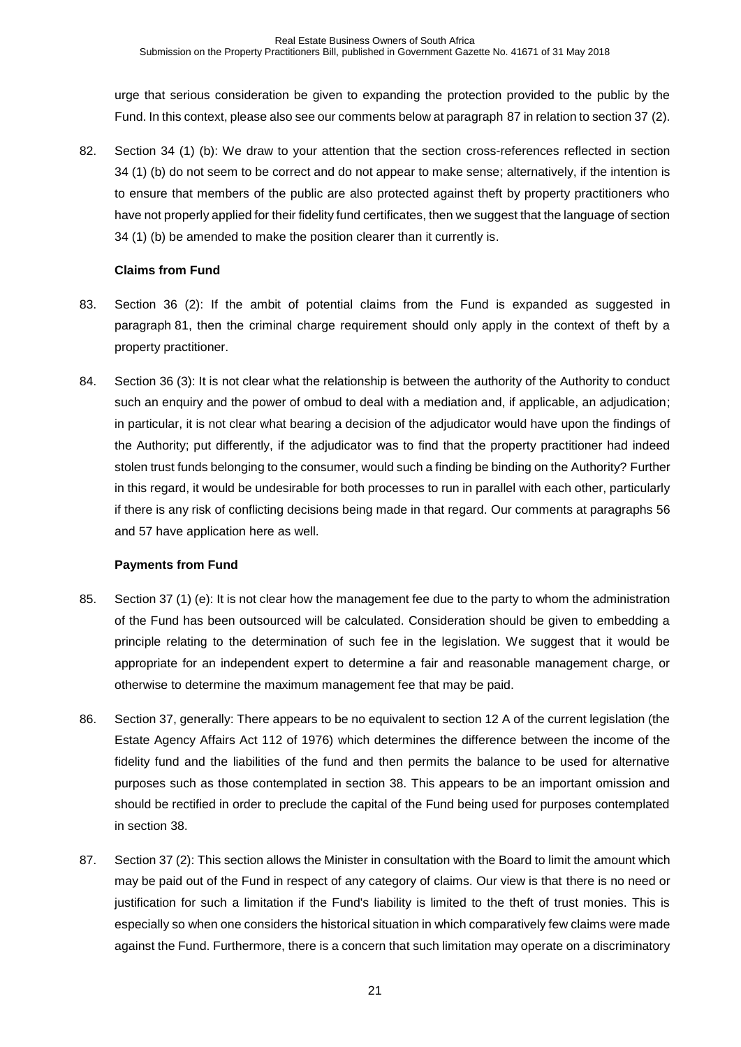urge that serious consideration be given to expanding the protection provided to the public by the Fund. In this context, please also see our comments below at paragraph 87 in relation to section 37 (2).

82. Section 34 (1) (b): We draw to your attention that the section cross-references reflected in section 34 (1) (b) do not seem to be correct and do not appear to make sense; alternatively, if the intention is to ensure that members of the public are also protected against theft by property practitioners who have not properly applied for their fidelity fund certificates, then we suggest that the language of section 34 (1) (b) be amended to make the position clearer than it currently is.

**Claims from Fund**

83. Section 36 (2): If the ambit of potential claims from the Fund is expanded as suggested in paragraph 81, then the criminal charge requirement should only apply in the context of theft by a property practitioner.

84. Section 36 (3): It is not clear what the relationship is between the authority of the Authority to conduct such an enquiry and the power of ombud to deal with a mediation and, if applicable, an adjudication; in particular, it is not clear what bearing a decision of the adjudicator would have upon the findings of the Authority; put differently, if the adjudicator was to find that the property practitioner had indeed stolen trust funds belonging to the consumer, would such a finding be binding on the Authority? Further in this regard, it would be undesirable for both processes to run in parallel with each other, particularly if there is any risk of conflicting decisions being made in that regard. Our comments at paragraphs 56 and 57 have application here as well.

**Payments from Fund**

85. Section 37 (1) (e): It is not clear how the management fee due to the party to whom the administration of the Fund has been outsourced will be calculated. Consideration should be given to embedding a principle relating to the determination of such fee in the legislation. We suggest that it would be appropriate for an independent expert to determine a fair and reasonable management charge, or otherwise to determine the maximum management fee that may be paid.

86. Section 37, generally: There appears to be no equivalent to section 12 A of the current legislation (the Estate Agency Affairs Act 112 of 1976) which determines the difference between the income of the fidelity fund and the liabilities of the fund and then permits the balance to be used for alternative purposes such as those contemplated in section 38. This appears to be an important omission and should be rectified in order to preclude the capital of the Fund being used for purposes contemplated in section 38.

87. Section 37 (2): This section allows the Minister in consultation with the Board to limit the amount which may be paid out of the Fund in respect of any category of claims. Our view is that there is no need or justification for such a limitation if the Fund's liability is limited to the theft of trust monies. This is especially so when one considers the historical situation in which comparatively few claims were made against the Fund. Furthermore, there is a concern that such limitation may operate on a discriminatory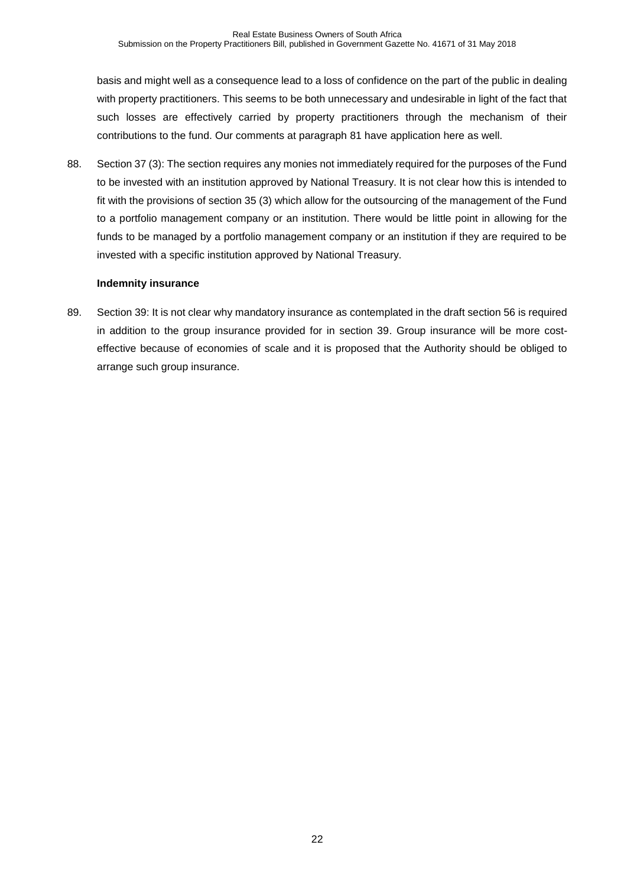basis and might well as a consequence lead to a loss of confidence on the part of the public in dealing with property practitioners. This seems to be both unnecessary and undesirable in light of the fact that such losses are effectively carried by property practitioners through the mechanism of their contributions to the fund. Our comments at paragraph 81 have application here as well.

88. Section 37 (3): The section requires any monies not immediately required for the purposes of the Fund to be invested with an institution approved by National Treasury. It is not clear how this is intended to fit with the provisions of section 35 (3) which allow for the outsourcing of the management of the Fund to a portfolio management company or an institution. There would be little point in allowing for the funds to be managed by a portfolio management company or an institution if they are required to be invested with a specific institution approved by National Treasury.

**Indemnity insurance**

89. Section 39: It is not clear why mandatory insurance as contemplated in the draft section 56 is required in addition to the group insurance provided for in section 39. Group insurance will be more cost-effective because of economies of scale and it is proposed that the Authority should be obliged to arrange such group insurance.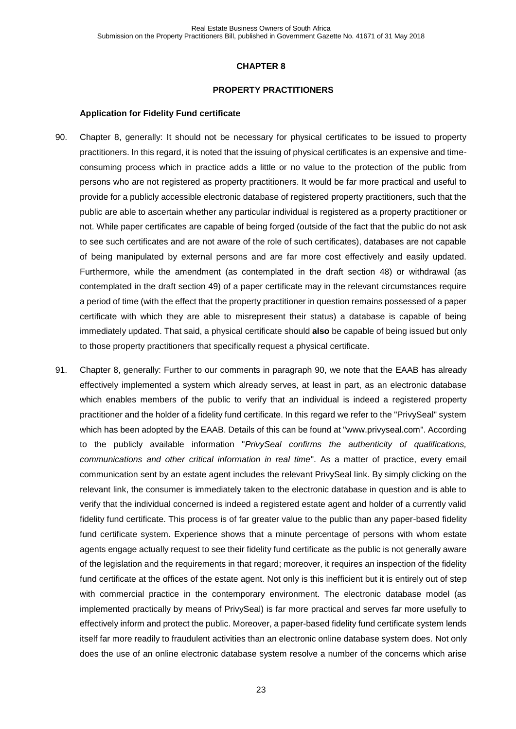## CHAPTER 8

## PROPERTY PRACTITIONERS

### Application for Fidelity Fund certificate

90. Chapter 8, generally: It should not be necessary for physical certificates to be issued to property practitioners. In this regard, it is noted that the issuing of physical certificates is an expensive and time-consuming process which in practice adds a little or no value to the protection of the public from persons who are not registered as property practitioners. It would be far more practical and useful to provide for a publicly accessible electronic database of registered property practitioners, such that the public are able to ascertain whether any particular individual is registered as a property practitioner or not. While paper certificates are capable of being forged (outside of the fact that the public do not ask to see such certificates and are not aware of the role of such certificates), databases are not capable of being manipulated by external persons and are far more cost effectively and easily updated. Furthermore, while the amendment (as contemplated in the draft section 48) or withdrawal (as contemplated in the draft section 49) of a paper certificate may in the relevant circumstances require a period of time (with the effect that the property practitioner in question remains possessed of a paper certificate with which they are able to misrepresent their status) a database is capable of being immediately updated. That said, a physical certificate should **also** be capable of being issued but only to those property practitioners that specifically request a physical certificate.

91. Chapter 8, generally: Further to our comments in paragraph 90, we note that the EAAB has already effectively implemented a system which already serves, at least in part, as an electronic database which enables members of the public to verify that an individual is indeed a registered property practitioner and the holder of a fidelity fund certificate. In this regard we refer to the "PrivySeal" system which has been adopted by the EAAB. Details of this can be found at "www.privyseal.com". According to the publicly available information "*PrivySeal confirms the authenticity of qualifications, communications and other critical information in real time*". As a matter of practice, every email communication sent by an estate agent includes the relevant PrivySeal link. By simply clicking on the relevant link, the consumer is immediately taken to the electronic database in question and is able to verify that the individual concerned is indeed a registered estate agent and holder of a currently valid fidelity fund certificate. This process is of far greater value to the public than any paper-based fidelity fund certificate system. Experience shows that a minute percentage of persons with whom estate agents engage actually request to see their fidelity fund certificate as the public is not generally aware of the legislation and the requirements in that regard; moreover, it requires an inspection of the fidelity fund certificate at the offices of the estate agent. Not only is this inefficient but it is entirely out of step with commercial practice in the contemporary environment. The electronic database model (as implemented practically by means of PrivySeal) is far more practical and serves far more usefully to effectively inform and protect the public. Moreover, a paper-based fidelity fund certificate system lends itself far more readily to fraudulent activities than an electronic online database system does. Not only does the use of an online electronic database system resolve a number of the concerns which arise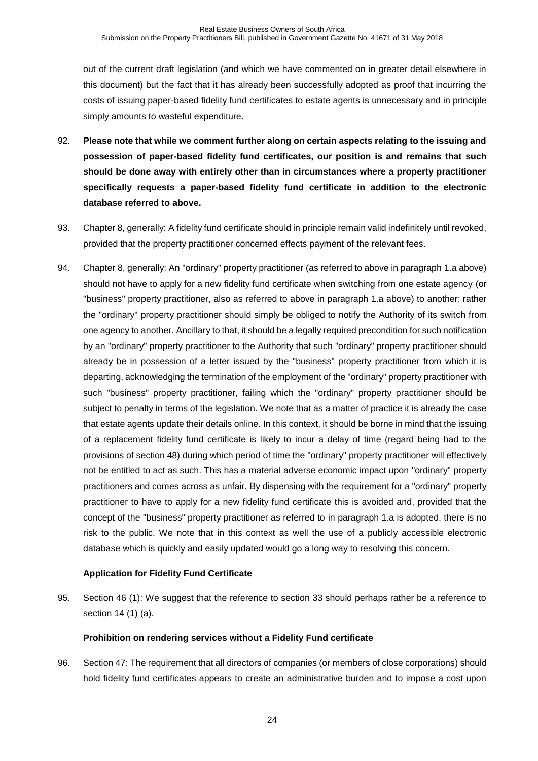out of the current draft legislation (and which we have commented on in greater detail elsewhere in this document) but the fact that it has already been successfully adopted as proof that incurring the costs of issuing paper-based fidelity fund certificates to estate agents is unnecessary and in principle simply amounts to wasteful expenditure.

92. **Please note that while we comment further along on certain aspects relating to the issuing and possession of paper-based fidelity fund certificates, our position is and remains that such should be done away with entirely other than in circumstances where a property practitioner specifically requests a paper-based fidelity fund certificate in addition to the electronic database referred to above.**

93. Chapter 8, generally: A fidelity fund certificate should in principle remain valid indefinitely until revoked, provided that the property practitioner concerned effects payment of the relevant fees.

94. Chapter 8, generally: An "ordinary" property practitioner (as referred to above in paragraph 1.a above) should not have to apply for a new fidelity fund certificate when switching from one estate agency (or "business" property practitioner, also as referred to above in paragraph 1.a above) to another; rather the "ordinary" property practitioner should simply be obliged to notify the Authority of its switch from one agency to another. Ancillary to that, it should be a legally required precondition for such notification by an "ordinary" property practitioner to the Authority that such "ordinary" property practitioner should already be in possession of a letter issued by the "business" property practitioner from which it is departing, acknowledging the termination of the employment of the "ordinary" property practitioner with such "business" property practitioner, failing which the "ordinary" property practitioner should be subject to penalty in terms of the legislation. We note that as a matter of practice it is already the case that estate agents update their details online. In this context, it should be borne in mind that the issuing of a replacement fidelity fund certificate is likely to incur a delay of time (regard being had to the provisions of section 48) during which period of time the "ordinary" property practitioner will effectively not be entitled to act as such. This has a material adverse economic impact upon "ordinary" property practitioners and comes across as unfair. By dispensing with the requirement for a "ordinary" property practitioner to have to apply for a new fidelity fund certificate this is avoided and, provided that the concept of the "business" property practitioner as referred to in paragraph 1.a is adopted, there is no risk to the public. We note that in this context as well the use of a publicly accessible electronic database which is quickly and easily updated would go a long way to resolving this concern.

**Application for Fidelity Fund Certificate**

95. Section 46 (1): We suggest that the reference to section 33 should perhaps rather be a reference to section 14 (1) (a).

**Prohibition on rendering services without a Fidelity Fund certificate**

96. Section 47: The requirement that all directors of companies (or members of close corporations) should hold fidelity fund certificates appears to create an administrative burden and to impose a cost upon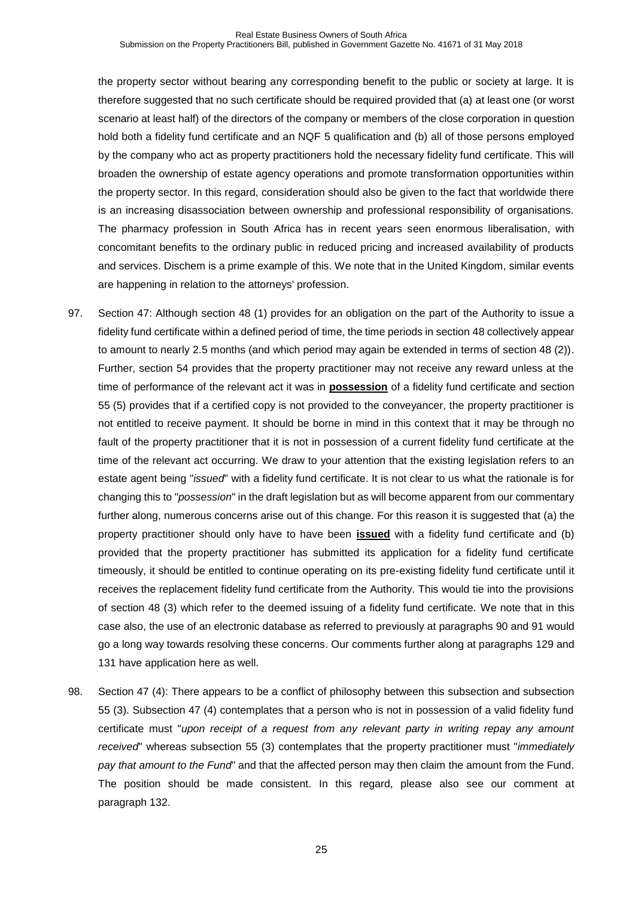the property sector without bearing any corresponding benefit to the public or society at large. It is therefore suggested that no such certificate should be required provided that (a) at least one (or worst scenario at least half) of the directors of the company or members of the close corporation in question hold both a fidelity fund certificate and an NQF 5 qualification and (b) all of those persons employed by the company who act as property practitioners hold the necessary fidelity fund certificate. This will broaden the ownership of estate agency operations and promote transformation opportunities within the property sector. In this regard, consideration should also be given to the fact that worldwide there is an increasing disassociation between ownership and professional responsibility of organisations. The pharmacy profession in South Africa has in recent years seen enormous liberalisation, with concomitant benefits to the ordinary public in reduced pricing and increased availability of products and services. Dischem is a prime example of this. We note that in the United Kingdom, similar events are happening in relation to the attorneys' profession.

97. Section 47: Although section 48 (1) provides for an obligation on the part of the Authority to issue a fidelity fund certificate within a defined period of time, the time periods in section 48 collectively appear to amount to nearly 2.5 months (and which period may again be extended in terms of section 48 (2)). Further, section 54 provides that the property practitioner may not receive any reward unless at the time of performance of the relevant act it was in **possession** of a fidelity fund certificate and section 55 (5) provides that if a certified copy is not provided to the conveyancer, the property practitioner is not entitled to receive payment. It should be borne in mind in this context that it may be through no fault of the property practitioner that it is not in possession of a current fidelity fund certificate at the time of the relevant act occurring. We draw to your attention that the existing legislation refers to an estate agent being "*issued*" with a fidelity fund certificate. It is not clear to us what the rationale is for changing this to "*possession*" in the draft legislation but as will become apparent from our commentary further along, numerous concerns arise out of this change. For this reason it is suggested that (a) the property practitioner should only have to have been **issued** with a fidelity fund certificate and (b) provided that the property practitioner has submitted its application for a fidelity fund certificate timeously, it should be entitled to continue operating on its pre-existing fidelity fund certificate until it receives the replacement fidelity fund certificate from the Authority. This would tie into the provisions of section 48 (3) which refer to the deemed issuing of a fidelity fund certificate. We note that in this case also, the use of an electronic database as referred to previously at paragraphs 90 and 91 would go a long way towards resolving these concerns. Our comments further along at paragraphs 129 and 131 have application here as well.

98. Section 47 (4): There appears to be a conflict of philosophy between this subsection and subsection 55 (3). Subsection 47 (4) contemplates that a person who is not in possession of a valid fidelity fund certificate must "*upon receipt of a request from any relevant party in writing repay any amount received*" whereas subsection 55 (3) contemplates that the property practitioner must "*immediately pay that amount to the Fund*" and that the affected person may then claim the amount from the Fund. The position should be made consistent. In this regard, please also see our comment at paragraph 132.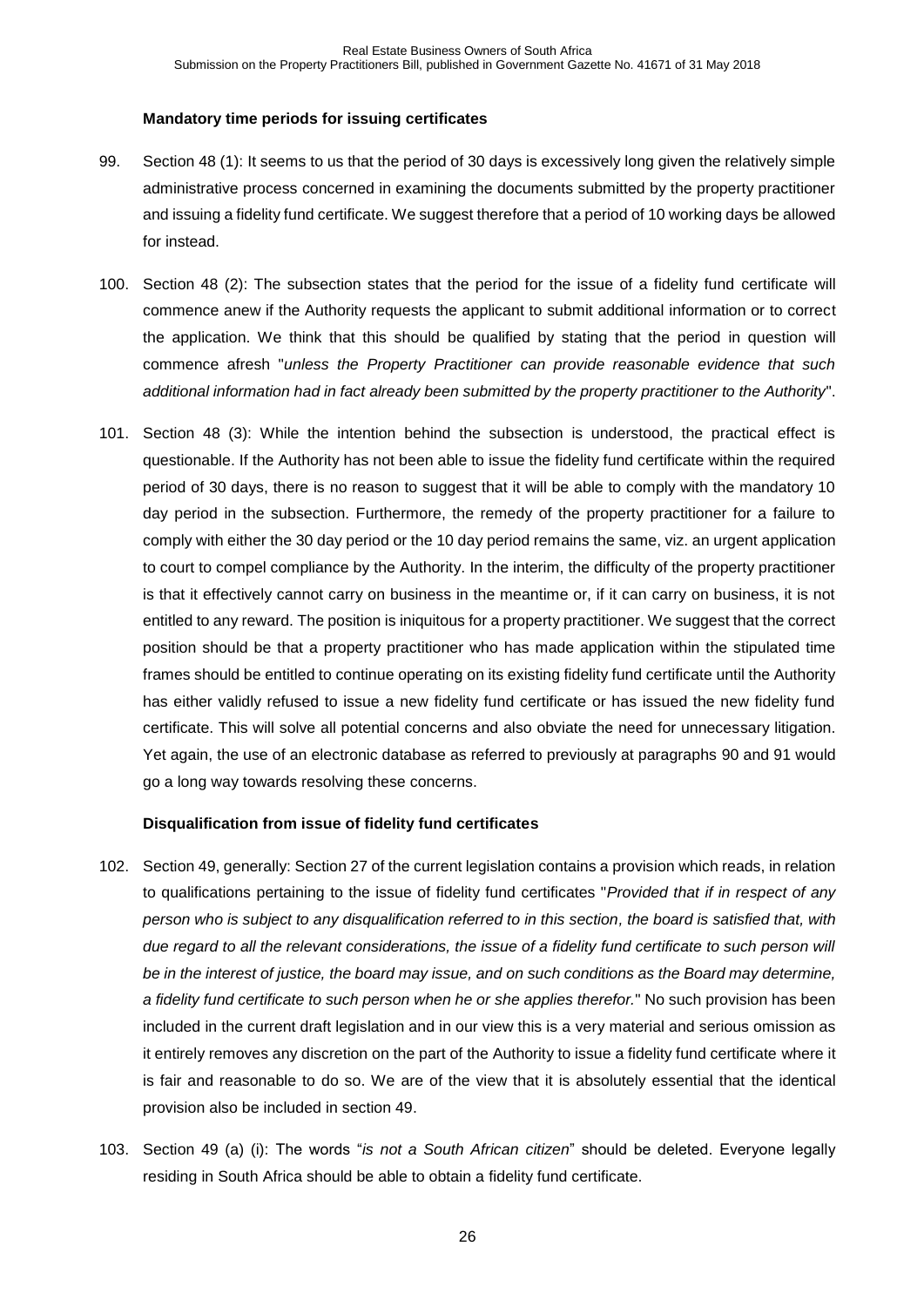**Mandatory time periods for issuing certificates**

99. Section 48 (1): It seems to us that the period of 30 days is excessively long given the relatively simple administrative process concerned in examining the documents submitted by the property practitioner and issuing a fidelity fund certificate. We suggest therefore that a period of 10 working days be allowed for instead.

100. Section 48 (2): The subsection states that the period for the issue of a fidelity fund certificate will commence anew if the Authority requests the applicant to submit additional information or to correct the application. We think that this should be qualified by stating that the period in question will commence afresh "*unless the Property Practitioner can provide reasonable evidence that such additional information had in fact already been submitted by the property practitioner to the Authority*".

101. Section 48 (3): While the intention behind the subsection is understood, the practical effect is questionable. If the Authority has not been able to issue the fidelity fund certificate within the required period of 30 days, there is no reason to suggest that it will be able to comply with the mandatory 10 day period in the subsection. Furthermore, the remedy of the property practitioner for a failure to comply with either the 30 day period or the 10 day period remains the same, viz. an urgent application to court to compel compliance by the Authority. In the interim, the difficulty of the property practitioner is that it effectively cannot carry on business in the meantime or, if it can carry on business, it is not entitled to any reward. The position is iniquitous for a property practitioner. We suggest that the correct position should be that a property practitioner who has made application within the stipulated time frames should be entitled to continue operating on its existing fidelity fund certificate until the Authority has either validly refused to issue a new fidelity fund certificate or has issued the new fidelity fund certificate. This will solve all potential concerns and also obviate the need for unnecessary litigation. Yet again, the use of an electronic database as referred to previously at paragraphs 90 and 91 would go a long way towards resolving these concerns.

**Disqualification from issue of fidelity fund certificates**

102. Section 49, generally: Section 27 of the current legislation contains a provision which reads, in relation to qualifications pertaining to the issue of fidelity fund certificates "*Provided that if in respect of any person who is subject to any disqualification referred to in this section, the board is satisfied that, with due regard to all the relevant considerations, the issue of a fidelity fund certificate to such person will be in the interest of justice, the board may issue, and on such conditions as the Board may determine, a fidelity fund certificate to such person when he or she applies therefor.*" No such provision has been included in the current draft legislation and in our view this is a very material and serious omission as it entirely removes any discretion on the part of the Authority to issue a fidelity fund certificate where it is fair and reasonable to do so. We are of the view that it is absolutely essential that the identical provision also be included in section 49.

103. Section 49 (a) (i): The words "*is not a South African citizen*" should be deleted. Everyone legally residing in South Africa should be able to obtain a fidelity fund certificate.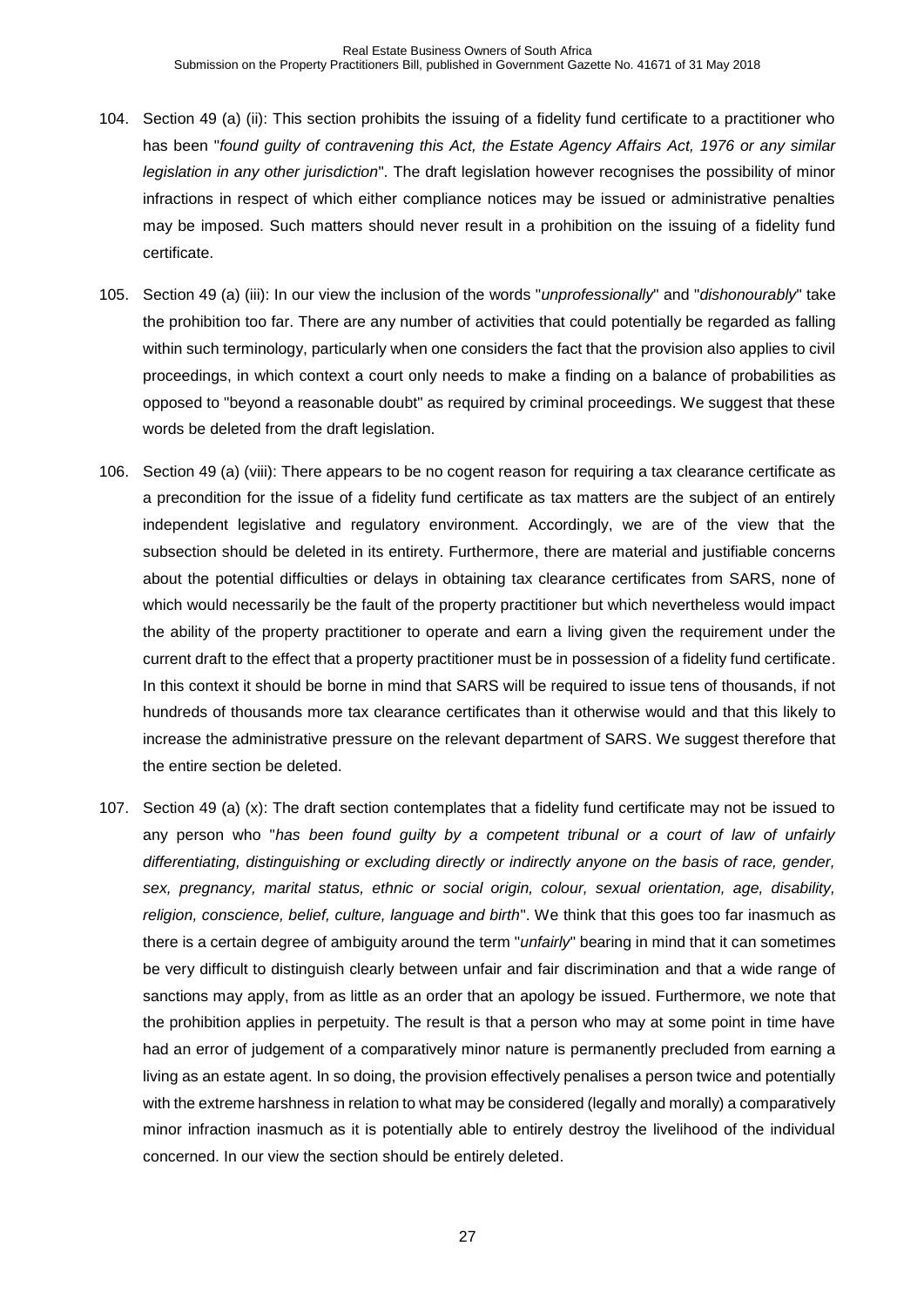104. Section 49 (a) (ii): This section prohibits the issuing of a fidelity fund certificate to a practitioner who has been "*found guilty of contravening this Act, the Estate Agency Affairs Act, 1976 or any similar legislation in any other jurisdiction*". The draft legislation however recognises the possibility of minor infractions in respect of which either compliance notices may be issued or administrative penalties may be imposed. Such matters should never result in a prohibition on the issuing of a fidelity fund certificate.

105. Section 49 (a) (iii): In our view the inclusion of the words "*unprofessionally*" and "*dishonourably*" take the prohibition too far. There are any number of activities that could potentially be regarded as falling within such terminology, particularly when one considers the fact that the provision also applies to civil proceedings, in which context a court only needs to make a finding on a balance of probabilities as opposed to "beyond a reasonable doubt" as required by criminal proceedings. We suggest that these words be deleted from the draft legislation.

106. Section 49 (a) (viii): There appears to be no cogent reason for requiring a tax clearance certificate as a precondition for the issue of a fidelity fund certificate as tax matters are the subject of an entirely independent legislative and regulatory environment. Accordingly, we are of the view that the subsection should be deleted in its entirety. Furthermore, there are material and justifiable concerns about the potential difficulties or delays in obtaining tax clearance certificates from SARS, none of which would necessarily be the fault of the property practitioner but which nevertheless would impact the ability of the property practitioner to operate and earn a living given the requirement under the current draft to the effect that a property practitioner must be in possession of a fidelity fund certificate. In this context it should be borne in mind that SARS will be required to issue tens of thousands, if not hundreds of thousands more tax clearance certificates than it otherwise would and that this likely to increase the administrative pressure on the relevant department of SARS. We suggest therefore that the entire section be deleted.

107. Section 49 (a) (x): The draft section contemplates that a fidelity fund certificate may not be issued to any person who "*has been found guilty by a competent tribunal or a court of law of unfairly differentiating, distinguishing or excluding directly or indirectly anyone on the basis of race, gender, sex, pregnancy, marital status, ethnic or social origin, colour, sexual orientation, age, disability, religion, conscience, belief, culture, language and birth*". We think that this goes too far inasmuch as there is a certain degree of ambiguity around the term "*unfairly*" bearing in mind that it can sometimes be very difficult to distinguish clearly between unfair and fair discrimination and that a wide range of sanctions may apply, from as little as an order that an apology be issued. Furthermore, we note that the prohibition applies in perpetuity. The result is that a person who may at some point in time have had an error of judgement of a comparatively minor nature is permanently precluded from earning a living as an estate agent. In so doing, the provision effectively penalises a person twice and potentially with the extreme harshness in relation to what may be considered (legally and morally) a comparatively minor infraction inasmuch as it is potentially able to entirely destroy the livelihood of the individual concerned. In our view the section should be entirely deleted.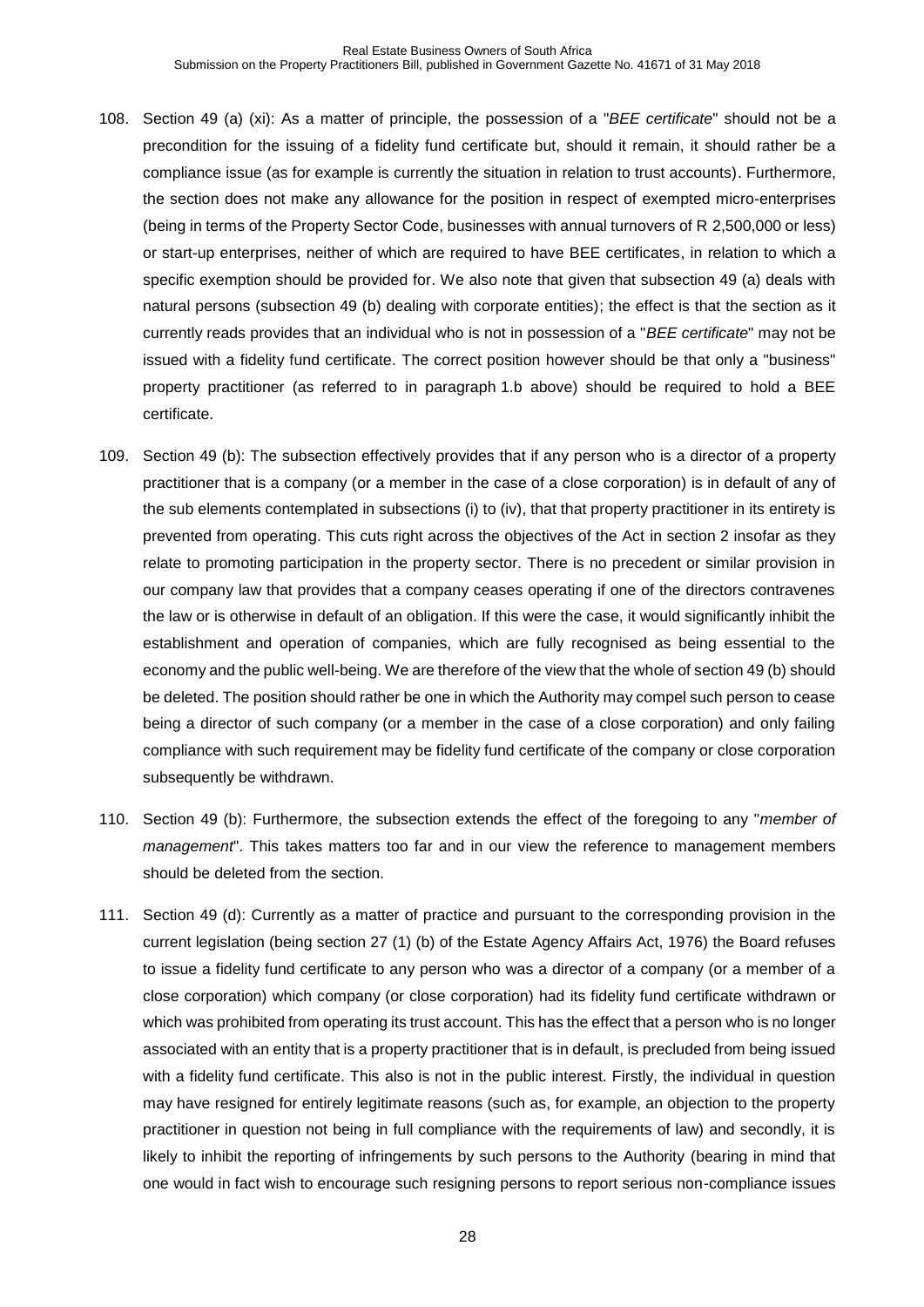108. Section 49 (a) (xi): As a matter of principle, the possession of a "*BEE certificate*" should not be a precondition for the issuing of a fidelity fund certificate but, should it remain, it should rather be a compliance issue (as for example is currently the situation in relation to trust accounts). Furthermore, the section does not make any allowance for the position in respect of exempted micro-enterprises (being in terms of the Property Sector Code, businesses with annual turnovers of R 2,500,000 or less) or start-up enterprises, neither of which are required to have BEE certificates, in relation to which a specific exemption should be provided for. We also note that given that subsection 49 (a) deals with natural persons (subsection 49 (b) dealing with corporate entities); the effect is that the section as it currently reads provides that an individual who is not in possession of a "*BEE certificate*" may not be issued with a fidelity fund certificate. The correct position however should be that only a "business" property practitioner (as referred to in paragraph 1.b above) should be required to hold a BEE certificate.

109. Section 49 (b): The subsection effectively provides that if any person who is a director of a property practitioner that is a company (or a member in the case of a close corporation) is in default of any of the sub elements contemplated in subsections (i) to (iv), that that property practitioner in its entirety is prevented from operating. This cuts right across the objectives of the Act in section 2 insofar as they relate to promoting participation in the property sector. There is no precedent or similar provision in our company law that provides that a company ceases operating if one of the directors contravenes the law or is otherwise in default of an obligation. If this were the case, it would significantly inhibit the establishment and operation of companies, which are fully recognised as being essential to the economy and the public well-being. We are therefore of the view that the whole of section 49 (b) should be deleted. The position should rather be one in which the Authority may compel such person to cease being a director of such company (or a member in the case of a close corporation) and only failing compliance with such requirement may be fidelity fund certificate of the company or close corporation subsequently be withdrawn.

110. Section 49 (b): Furthermore, the subsection extends the effect of the foregoing to any "*member of management*". This takes matters too far and in our view the reference to management members should be deleted from the section.

111. Section 49 (d): Currently as a matter of practice and pursuant to the corresponding provision in the current legislation (being section 27 (1) (b) of the Estate Agency Affairs Act, 1976) the Board refuses to issue a fidelity fund certificate to any person who was a director of a company (or a member of a close corporation) which company (or close corporation) had its fidelity fund certificate withdrawn or which was prohibited from operating its trust account. This has the effect that a person who is no longer associated with an entity that is a property practitioner that is in default, is precluded from being issued with a fidelity fund certificate. This also is not in the public interest. Firstly, the individual in question may have resigned for entirely legitimate reasons (such as, for example, an objection to the property practitioner in question not being in full compliance with the requirements of law) and secondly, it is likely to inhibit the reporting of infringements by such persons to the Authority (bearing in mind that one would in fact wish to encourage such resigning persons to report serious non-compliance issues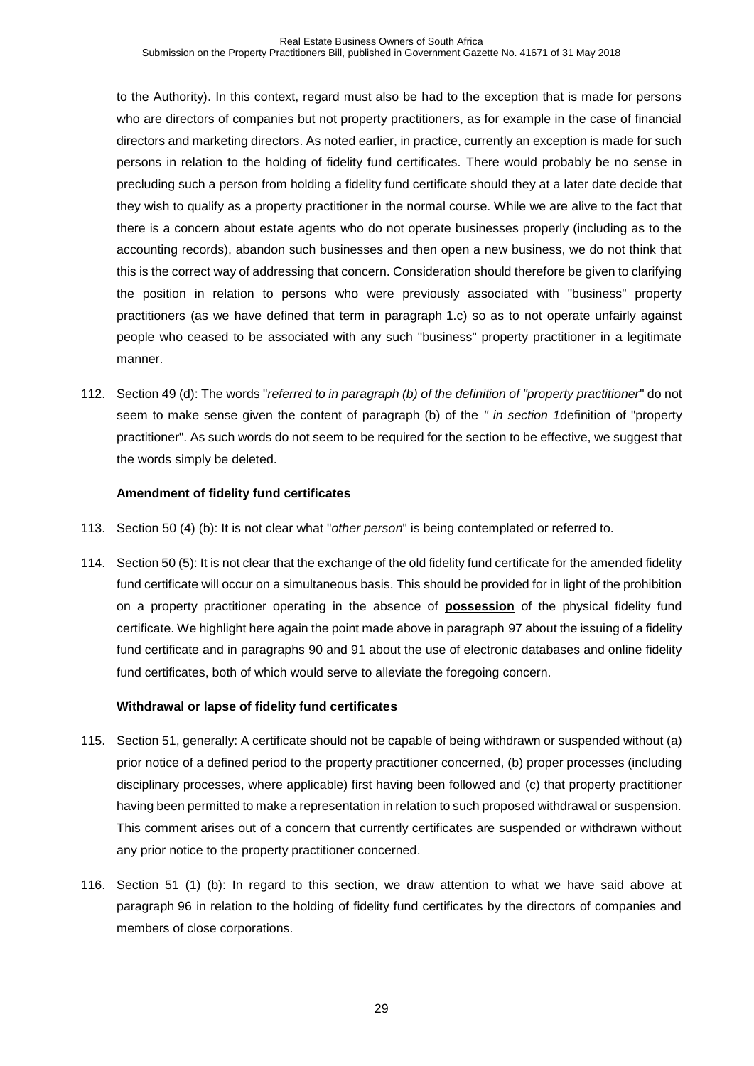to the Authority). In this context, regard must also be had to the exception that is made for persons who are directors of companies but not property practitioners, as for example in the case of financial directors and marketing directors. As noted earlier, in practice, currently an exception is made for such persons in relation to the holding of fidelity fund certificates. There would probably be no sense in precluding such a person from holding a fidelity fund certificate should they at a later date decide that they wish to qualify as a property practitioner in the normal course. While we are alive to the fact that there is a concern about estate agents who do not operate businesses properly (including as to the accounting records), abandon such businesses and then open a new business, we do not think that this is the correct way of addressing that concern. Consideration should therefore be given to clarifying the position in relation to persons who were previously associated with "business" property practitioners (as we have defined that term in paragraph 1.c) so as to not operate unfairly against people who ceased to be associated with any such "business" property practitioner in a legitimate manner.

112. Section 49 (d): The words "*referred to in paragraph (b) of the definition of "property practitioner*" do not seem to make sense given the content of paragraph (b) of the *" in section 1*definition of "property practitioner". As such words do not seem to be required for the section to be effective, we suggest that the words simply be deleted.

**Amendment of fidelity fund certificates**

113. Section 50 (4) (b): It is not clear what "*other person*" is being contemplated or referred to.

114. Section 50 (5): It is not clear that the exchange of the old fidelity fund certificate for the amended fidelity fund certificate will occur on a simultaneous basis. This should be provided for in light of the prohibition on a property practitioner operating in the absence of **possession** of the physical fidelity fund certificate. We highlight here again the point made above in paragraph 97 about the issuing of a fidelity fund certificate and in paragraphs 90 and 91 about the use of electronic databases and online fidelity fund certificates, both of which would serve to alleviate the foregoing concern.

**Withdrawal or lapse of fidelity fund certificates**

115. Section 51, generally: A certificate should not be capable of being withdrawn or suspended without (a) prior notice of a defined period to the property practitioner concerned, (b) proper processes (including disciplinary processes, where applicable) first having been followed and (c) that property practitioner having been permitted to make a representation in relation to such proposed withdrawal or suspension. This comment arises out of a concern that currently certificates are suspended or withdrawn without any prior notice to the property practitioner concerned.

116. Section 51 (1) (b): In regard to this section, we draw attention to what we have said above at paragraph 96 in relation to the holding of fidelity fund certificates by the directors of companies and members of close corporations.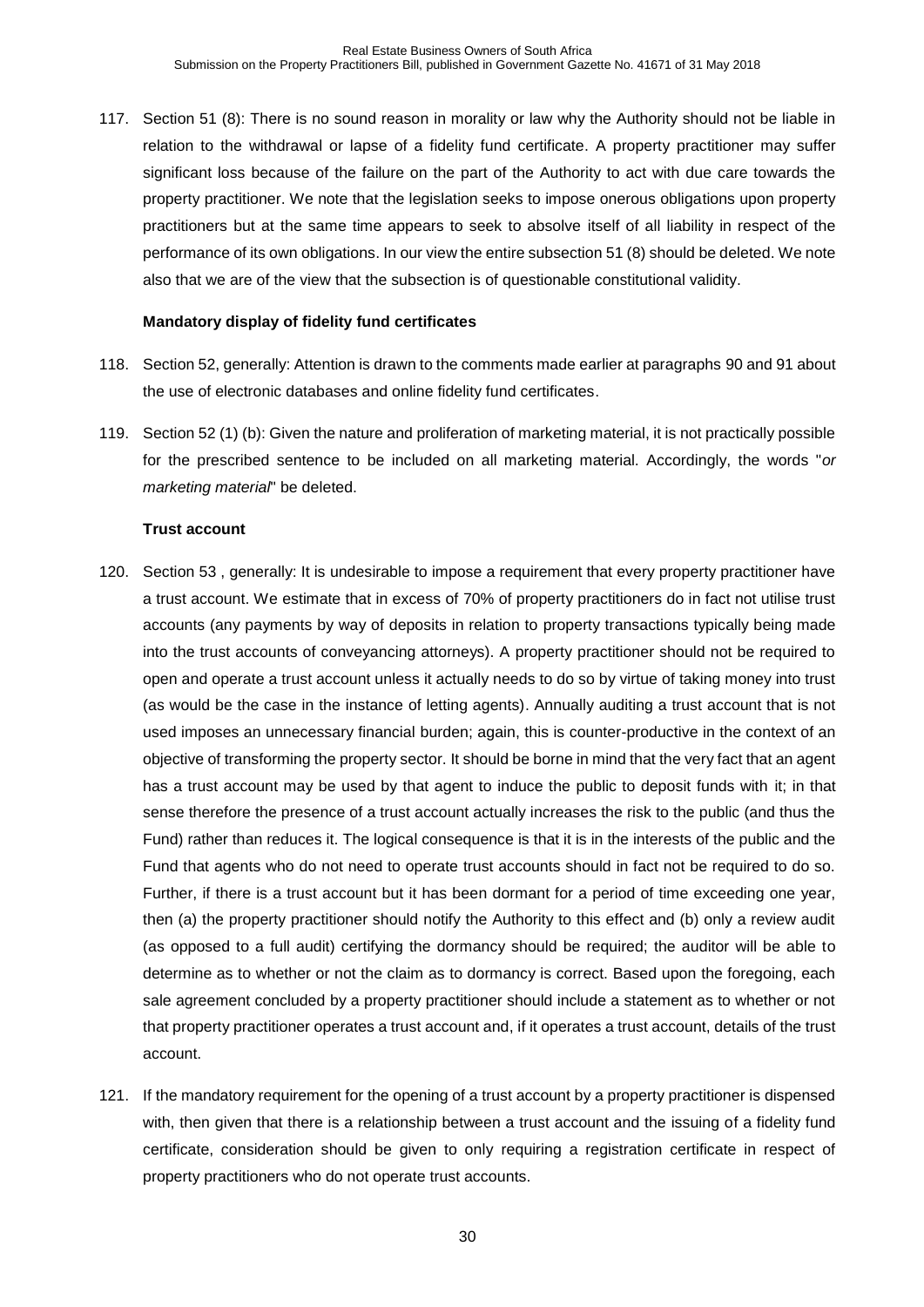117. Section 51 (8): There is no sound reason in morality or law why the Authority should not be liable in relation to the withdrawal or lapse of a fidelity fund certificate. A property practitioner may suffer significant loss because of the failure on the part of the Authority to act with due care towards the property practitioner. We note that the legislation seeks to impose onerous obligations upon property practitioners but at the same time appears to seek to absolve itself of all liability in respect of the performance of its own obligations. In our view the entire subsection 51 (8) should be deleted. We note also that we are of the view that the subsection is of questionable constitutional validity.

**Mandatory display of fidelity fund certificates**

118. Section 52, generally: Attention is drawn to the comments made earlier at paragraphs 90 and 91 about the use of electronic databases and online fidelity fund certificates.

119. Section 52 (1) (b): Given the nature and proliferation of marketing material, it is not practically possible for the prescribed sentence to be included on all marketing material. Accordingly, the words "*or marketing material*" be deleted.

**Trust account**

120. Section 53 , generally: It is undesirable to impose a requirement that every property practitioner have a trust account. We estimate that in excess of 70% of property practitioners do in fact not utilise trust accounts (any payments by way of deposits in relation to property transactions typically being made into the trust accounts of conveyancing attorneys). A property practitioner should not be required to open and operate a trust account unless it actually needs to do so by virtue of taking money into trust (as would be the case in the instance of letting agents). Annually auditing a trust account that is not used imposes an unnecessary financial burden; again, this is counter-productive in the context of an objective of transforming the property sector. It should be borne in mind that the very fact that an agent has a trust account may be used by that agent to induce the public to deposit funds with it; in that sense therefore the presence of a trust account actually increases the risk to the public (and thus the Fund) rather than reduces it. The logical consequence is that it is in the interests of the public and the Fund that agents who do not need to operate trust accounts should in fact not be required to do so. Further, if there is a trust account but it has been dormant for a period of time exceeding one year, then (a) the property practitioner should notify the Authority to this effect and (b) only a review audit (as opposed to a full audit) certifying the dormancy should be required; the auditor will be able to determine as to whether or not the claim as to dormancy is correct. Based upon the foregoing, each sale agreement concluded by a property practitioner should include a statement as to whether or not that property practitioner operates a trust account and, if it operates a trust account, details of the trust account.

121. If the mandatory requirement for the opening of a trust account by a property practitioner is dispensed with, then given that there is a relationship between a trust account and the issuing of a fidelity fund certificate, consideration should be given to only requiring a registration certificate in respect of property practitioners who do not operate trust accounts.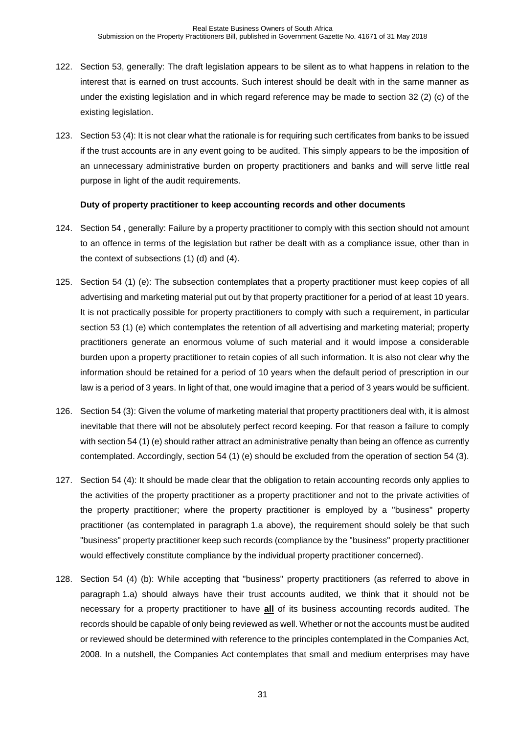122. Section 53, generally: The draft legislation appears to be silent as to what happens in relation to the interest that is earned on trust accounts. Such interest should be dealt with in the same manner as under the existing legislation and in which regard reference may be made to section 32 (2) (c) of the existing legislation.

123. Section 53 (4): It is not clear what the rationale is for requiring such certificates from banks to be issued if the trust accounts are in any event going to be audited. This simply appears to be the imposition of an unnecessary administrative burden on property practitioners and banks and will serve little real purpose in light of the audit requirements.

**Duty of property practitioner to keep accounting records and other documents**

124. Section 54 , generally: Failure by a property practitioner to comply with this section should not amount to an offence in terms of the legislation but rather be dealt with as a compliance issue, other than in the context of subsections (1) (d) and (4).

125. Section 54 (1) (e): The subsection contemplates that a property practitioner must keep copies of all advertising and marketing material put out by that property practitioner for a period of at least 10 years. It is not practically possible for property practitioners to comply with such a requirement, in particular section 53 (1) (e) which contemplates the retention of all advertising and marketing material; property practitioners generate an enormous volume of such material and it would impose a considerable burden upon a property practitioner to retain copies of all such information. It is also not clear why the information should be retained for a period of 10 years when the default period of prescription in our law is a period of 3 years. In light of that, one would imagine that a period of 3 years would be sufficient.

126. Section 54 (3): Given the volume of marketing material that property practitioners deal with, it is almost inevitable that there will not be absolutely perfect record keeping. For that reason a failure to comply with section 54 (1) (e) should rather attract an administrative penalty than being an offence as currently contemplated. Accordingly, section 54 (1) (e) should be excluded from the operation of section 54 (3).

127. Section 54 (4): It should be made clear that the obligation to retain accounting records only applies to the activities of the property practitioner as a property practitioner and not to the private activities of the property practitioner; where the property practitioner is employed by a "business" property practitioner (as contemplated in paragraph 1.a above), the requirement should solely be that such "business" property practitioner keep such records (compliance by the "business" property practitioner would effectively constitute compliance by the individual property practitioner concerned).

128. Section 54 (4) (b): While accepting that "business" property practitioners (as referred to above in paragraph 1.a) should always have their trust accounts audited, we think that it should not be necessary for a property practitioner to have **<u>all</u>** of its business accounting records audited. The records should be capable of only being reviewed as well. Whether or not the accounts must be audited or reviewed should be determined with reference to the principles contemplated in the Companies Act, 2008. In a nutshell, the Companies Act contemplates that small and medium enterprises may have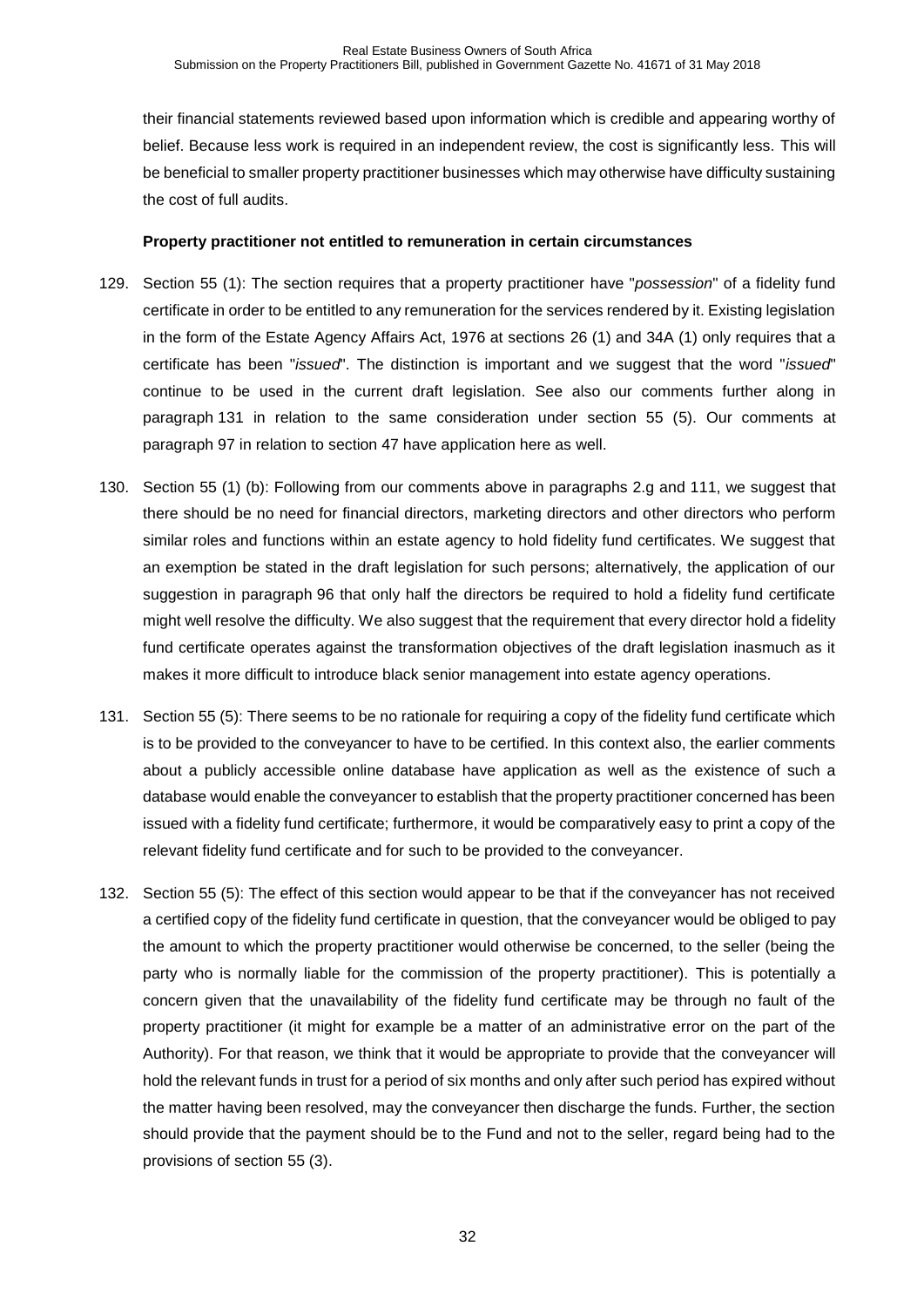their financial statements reviewed based upon information which is credible and appearing worthy of belief. Because less work is required in an independent review, the cost is significantly less. This will be beneficial to smaller property practitioner businesses which may otherwise have difficulty sustaining the cost of full audits.

**Property practitioner not entitled to remuneration in certain circumstances**

129. Section 55 (1): The section requires that a property practitioner have "*possession*" of a fidelity fund certificate in order to be entitled to any remuneration for the services rendered by it. Existing legislation in the form of the Estate Agency Affairs Act, 1976 at sections 26 (1) and 34A (1) only requires that a certificate has been "*issued*". The distinction is important and we suggest that the word "*issued*" continue to be used in the current draft legislation. See also our comments further along in paragraph 131 in relation to the same consideration under section 55 (5). Our comments at paragraph 97 in relation to section 47 have application here as well.

130. Section 55 (1) (b): Following from our comments above in paragraphs 2.g and 111, we suggest that there should be no need for financial directors, marketing directors and other directors who perform similar roles and functions within an estate agency to hold fidelity fund certificates. We suggest that an exemption be stated in the draft legislation for such persons; alternatively, the application of our suggestion in paragraph 96 that only half the directors be required to hold a fidelity fund certificate might well resolve the difficulty. We also suggest that the requirement that every director hold a fidelity fund certificate operates against the transformation objectives of the draft legislation inasmuch as it makes it more difficult to introduce black senior management into estate agency operations.

131. Section 55 (5): There seems to be no rationale for requiring a copy of the fidelity fund certificate which is to be provided to the conveyancer to have to be certified. In this context also, the earlier comments about a publicly accessible online database have application as well as the existence of such a database would enable the conveyancer to establish that the property practitioner concerned has been issued with a fidelity fund certificate; furthermore, it would be comparatively easy to print a copy of the relevant fidelity fund certificate and for such to be provided to the conveyancer.

132. Section 55 (5): The effect of this section would appear to be that if the conveyancer has not received a certified copy of the fidelity fund certificate in question, that the conveyancer would be obliged to pay the amount to which the property practitioner would otherwise be concerned, to the seller (being the party who is normally liable for the commission of the property practitioner). This is potentially a concern given that the unavailability of the fidelity fund certificate may be through no fault of the property practitioner (it might for example be a matter of an administrative error on the part of the Authority). For that reason, we think that it would be appropriate to provide that the conveyancer will hold the relevant funds in trust for a period of six months and only after such period has expired without the matter having been resolved, may the conveyancer then discharge the funds. Further, the section should provide that the payment should be to the Fund and not to the seller, regard being had to the provisions of section 55 (3).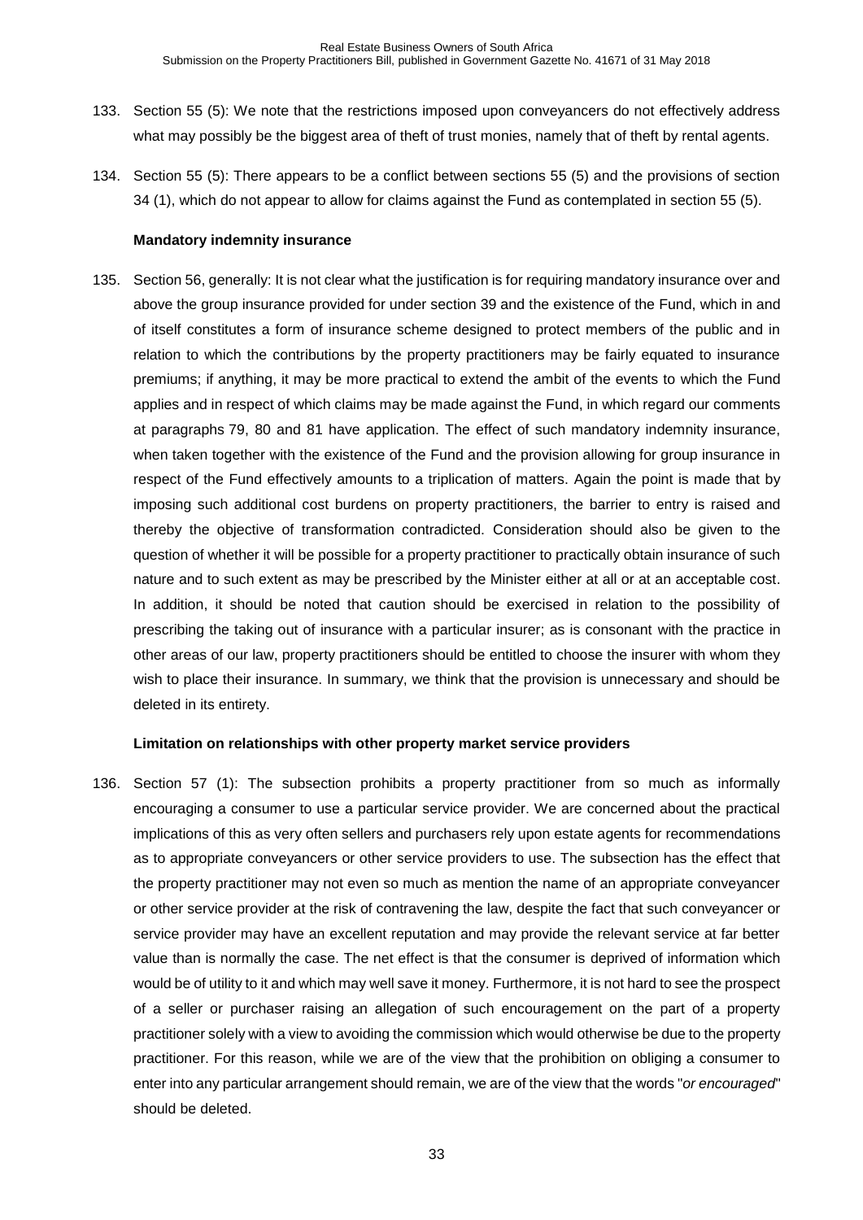133. Section 55 (5): We note that the restrictions imposed upon conveyancers do not effectively address what may possibly be the biggest area of theft of trust monies, namely that of theft by rental agents.

134. Section 55 (5): There appears to be a conflict between sections 55 (5) and the provisions of section 34 (1), which do not appear to allow for claims against the Fund as contemplated in section 55 (5).

**Mandatory indemnity insurance**

135. Section 56, generally: It is not clear what the justification is for requiring mandatory insurance over and above the group insurance provided for under section 39 and the existence of the Fund, which in and of itself constitutes a form of insurance scheme designed to protect members of the public and in relation to which the contributions by the property practitioners may be fairly equated to insurance premiums; if anything, it may be more practical to extend the ambit of the events to which the Fund applies and in respect of which claims may be made against the Fund, in which regard our comments at paragraphs 79, 80 and 81 have application. The effect of such mandatory indemnity insurance, when taken together with the existence of the Fund and the provision allowing for group insurance in respect of the Fund effectively amounts to a triplication of matters. Again the point is made that by imposing such additional cost burdens on property practitioners, the barrier to entry is raised and thereby the objective of transformation contradicted. Consideration should also be given to the question of whether it will be possible for a property practitioner to practically obtain insurance of such nature and to such extent as may be prescribed by the Minister either at all or at an acceptable cost. In addition, it should be noted that caution should be exercised in relation to the possibility of prescribing the taking out of insurance with a particular insurer; as is consonant with the practice in other areas of our law, property practitioners should be entitled to choose the insurer with whom they wish to place their insurance. In summary, we think that the provision is unnecessary and should be deleted in its entirety.

**Limitation on relationships with other property market service providers**

136. Section 57 (1): The subsection prohibits a property practitioner from so much as informally encouraging a consumer to use a particular service provider. We are concerned about the practical implications of this as very often sellers and purchasers rely upon estate agents for recommendations as to appropriate conveyancers or other service providers to use. The subsection has the effect that the property practitioner may not even so much as mention the name of an appropriate conveyancer or other service provider at the risk of contravening the law, despite the fact that such conveyancer or service provider may have an excellent reputation and may provide the relevant service at far better value than is normally the case. The net effect is that the consumer is deprived of information which would be of utility to it and which may well save it money. Furthermore, it is not hard to see the prospect of a seller or purchaser raising an allegation of such encouragement on the part of a property practitioner solely with a view to avoiding the commission which would otherwise be due to the property practitioner. For this reason, while we are of the view that the prohibition on obliging a consumer to enter into any particular arrangement should remain, we are of the view that the words "*or encouraged*" should be deleted.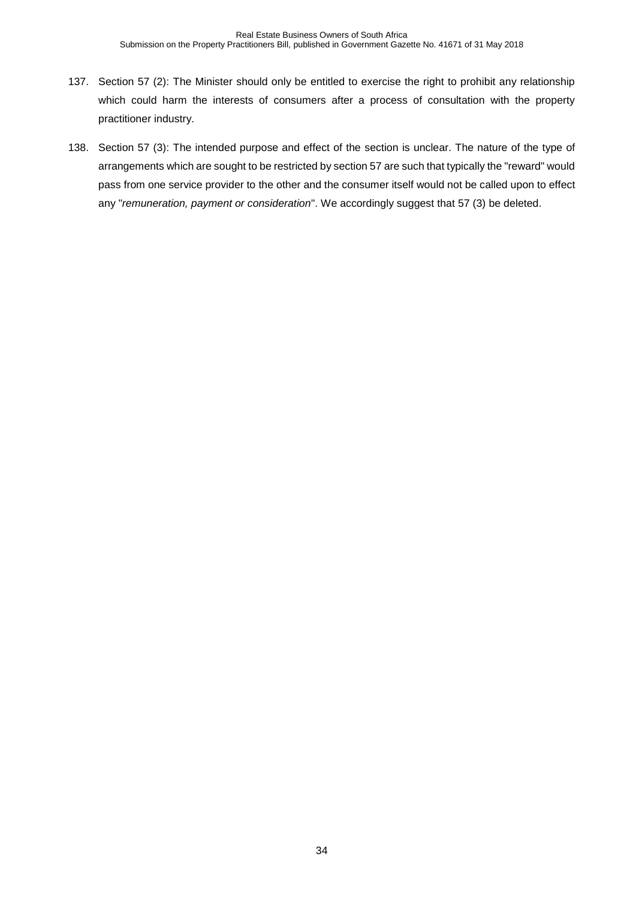137. Section 57 (2): The Minister should only be entitled to exercise the right to prohibit any relationship which could harm the interests of consumers after a process of consultation with the property practitioner industry.

138. Section 57 (3): The intended purpose and effect of the section is unclear. The nature of the type of arrangements which are sought to be restricted by section 57 are such that typically the "reward" would pass from one service provider to the other and the consumer itself would not be called upon to effect any "*remuneration, payment or consideration*". We accordingly suggest that 57 (3) be deleted.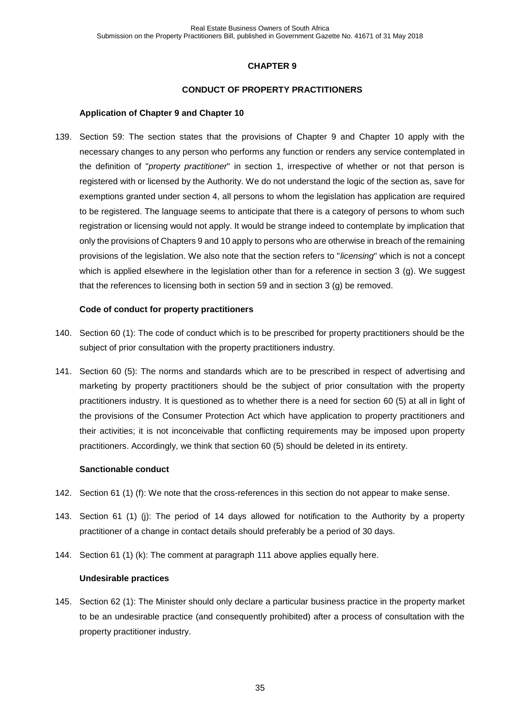## CHAPTER 9

## CONDUCT OF PROPERTY PRACTITIONERS

### Application of Chapter 9 and Chapter 10

139. Section 59: The section states that the provisions of Chapter 9 and Chapter 10 apply with the necessary changes to any person who performs any function or renders any service contemplated in the definition of "*property practitioner*" in section 1, irrespective of whether or not that person is registered with or licensed by the Authority. We do not understand the logic of the section as, save for exemptions granted under section 4, all persons to whom the legislation has application are required to be registered. The language seems to anticipate that there is a category of persons to whom such registration or licensing would not apply. It would be strange indeed to contemplate by implication that only the provisions of Chapters 9 and 10 apply to persons who are otherwise in breach of the remaining provisions of the legislation. We also note that the section refers to "*licensing*" which is not a concept which is applied elsewhere in the legislation other than for a reference in section 3 (g). We suggest that the references to licensing both in section 59 and in section 3 (g) be removed.

### Code of conduct for property practitioners

140. Section 60 (1): The code of conduct which is to be prescribed for property practitioners should be the subject of prior consultation with the property practitioners industry.

141. Section 60 (5): The norms and standards which are to be prescribed in respect of advertising and marketing by property practitioners should be the subject of prior consultation with the property practitioners industry. It is questioned as to whether there is a need for section 60 (5) at all in light of the provisions of the Consumer Protection Act which have application to property practitioners and their activities; it is not inconceivable that conflicting requirements may be imposed upon property practitioners. Accordingly, we think that section 60 (5) should be deleted in its entirety.

### Sanctionable conduct

142. Section 61 (1) (f): We note that the cross-references in this section do not appear to make sense.

143. Section 61 (1) (j): The period of 14 days allowed for notification to the Authority by a property practitioner of a change in contact details should preferably be a period of 30 days.

144. Section 61 (1) (k): The comment at paragraph 111 above applies equally here.

### Undesirable practices

145. Section 62 (1): The Minister should only declare a particular business practice in the property market to be an undesirable practice (and consequently prohibited) after a process of consultation with the property practitioner industry.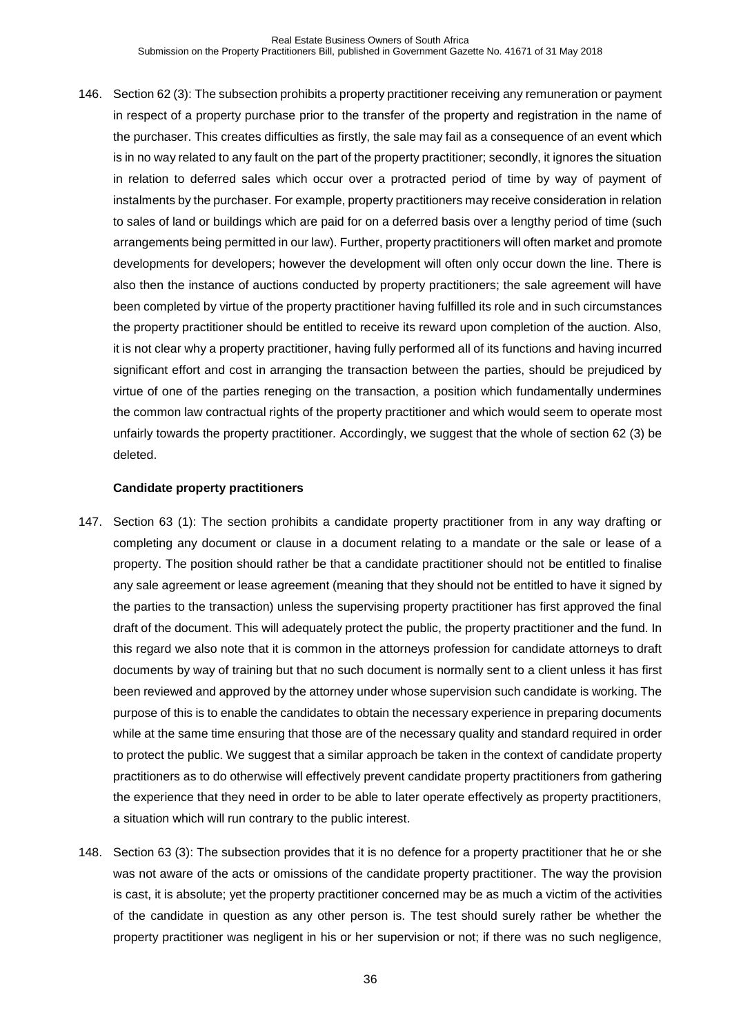146. Section 62 (3): The subsection prohibits a property practitioner receiving any remuneration or payment in respect of a property purchase prior to the transfer of the property and registration in the name of the purchaser. This creates difficulties as firstly, the sale may fail as a consequence of an event which is in no way related to any fault on the part of the property practitioner; secondly, it ignores the situation in relation to deferred sales which occur over a protracted period of time by way of payment of instalments by the purchaser. For example, property practitioners may receive consideration in relation to sales of land or buildings which are paid for on a deferred basis over a lengthy period of time (such arrangements being permitted in our law). Further, property practitioners will often market and promote developments for developers; however the development will often only occur down the line. There is also then the instance of auctions conducted by property practitioners; the sale agreement will have been completed by virtue of the property practitioner having fulfilled its role and in such circumstances the property practitioner should be entitled to receive its reward upon completion of the auction. Also, it is not clear why a property practitioner, having fully performed all of its functions and having incurred significant effort and cost in arranging the transaction between the parties, should be prejudiced by virtue of one of the parties reneging on the transaction, a position which fundamentally undermines the common law contractual rights of the property practitioner and which would seem to operate most unfairly towards the property practitioner. Accordingly, we suggest that the whole of section 62 (3) be deleted.

**Candidate property practitioners**

147. Section 63 (1): The section prohibits a candidate property practitioner from in any way drafting or completing any document or clause in a document relating to a mandate or the sale or lease of a property. The position should rather be that a candidate practitioner should not be entitled to finalise any sale agreement or lease agreement (meaning that they should not be entitled to have it signed by the parties to the transaction) unless the supervising property practitioner has first approved the final draft of the document. This will adequately protect the public, the property practitioner and the fund. In this regard we also note that it is common in the attorneys profession for candidate attorneys to draft documents by way of training but that no such document is normally sent to a client unless it has first been reviewed and approved by the attorney under whose supervision such candidate is working. The purpose of this is to enable the candidates to obtain the necessary experience in preparing documents while at the same time ensuring that those are of the necessary quality and standard required in order to protect the public. We suggest that a similar approach be taken in the context of candidate property practitioners as to do otherwise will effectively prevent candidate property practitioners from gathering the experience that they need in order to be able to later operate effectively as property practitioners, a situation which will run contrary to the public interest.

148. Section 63 (3): The subsection provides that it is no defence for a property practitioner that he or she was not aware of the acts or omissions of the candidate property practitioner. The way the provision is cast, it is absolute; yet the property practitioner concerned may be as much a victim of the activities of the candidate in question as any other person is. The test should surely rather be whether the property practitioner was negligent in his or her supervision or not; if there was no such negligence,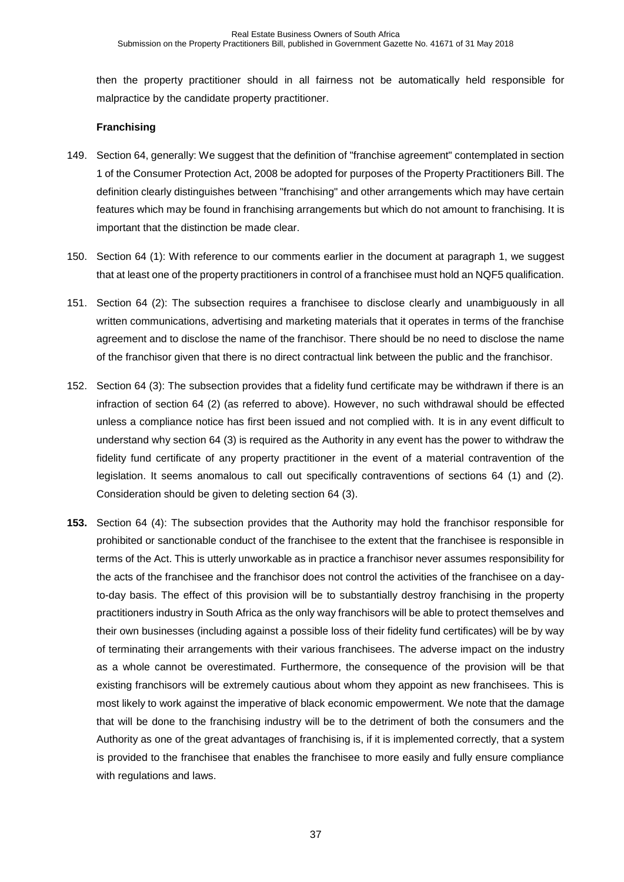then the property practitioner should in all fairness not be automatically held responsible for malpractice by the candidate property practitioner.

**Franchising**

149. Section 64, generally: We suggest that the definition of "franchise agreement" contemplated in section 1 of the Consumer Protection Act, 2008 be adopted for purposes of the Property Practitioners Bill. The definition clearly distinguishes between "franchising" and other arrangements which may have certain features which may be found in franchising arrangements but which do not amount to franchising. It is important that the distinction be made clear.

150. Section 64 (1): With reference to our comments earlier in the document at paragraph 1, we suggest that at least one of the property practitioners in control of a franchisee must hold an NQF5 qualification.

151. Section 64 (2): The subsection requires a franchisee to disclose clearly and unambiguously in all written communications, advertising and marketing materials that it operates in terms of the franchise agreement and to disclose the name of the franchisor. There should be no need to disclose the name of the franchisor given that there is no direct contractual link between the public and the franchisor.

152. Section 64 (3): The subsection provides that a fidelity fund certificate may be withdrawn if there is an infraction of section 64 (2) (as referred to above). However, no such withdrawal should be effected unless a compliance notice has first been issued and not complied with. It is in any event difficult to understand why section 64 (3) is required as the Authority in any event has the power to withdraw the fidelity fund certificate of any property practitioner in the event of a material contravention of the legislation. It seems anomalous to call out specifically contraventions of sections 64 (1) and (2). Consideration should be given to deleting section 64 (3).

**153.** Section 64 (4): The subsection provides that the Authority may hold the franchisor responsible for prohibited or sanctionable conduct of the franchisee to the extent that the franchisee is responsible in terms of the Act. This is utterly unworkable as in practice a franchisor never assumes responsibility for the acts of the franchisee and the franchisor does not control the activities of the franchisee on a day-to-day basis. The effect of this provision will be to substantially destroy franchising in the property practitioners industry in South Africa as the only way franchisors will be able to protect themselves and their own businesses (including against a possible loss of their fidelity fund certificates) will be by way of terminating their arrangements with their various franchisees. The adverse impact on the industry as a whole cannot be overestimated. Furthermore, the consequence of the provision will be that existing franchisors will be extremely cautious about whom they appoint as new franchisees. This is most likely to work against the imperative of black economic empowerment. We note that the damage that will be done to the franchising industry will be to the detriment of both the consumers and the Authority as one of the great advantages of franchising is, if it is implemented correctly, that a system is provided to the franchisee that enables the franchisee to more easily and fully ensure compliance with regulations and laws.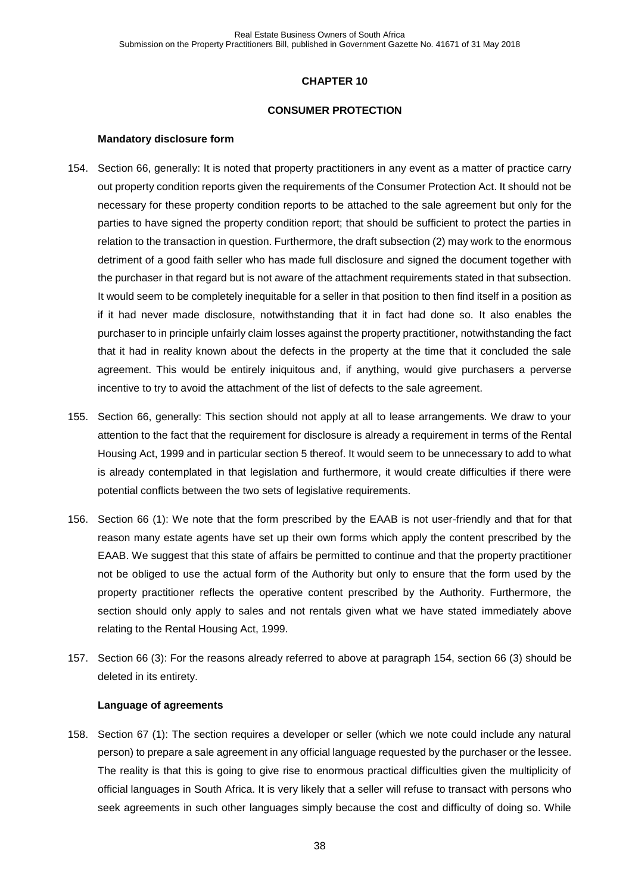## CHAPTER 10

## CONSUMER PROTECTION

### Mandatory disclosure form

154. Section 66, generally: It is noted that property practitioners in any event as a matter of practice carry out property condition reports given the requirements of the Consumer Protection Act. It should not be necessary for these property condition reports to be attached to the sale agreement but only for the parties to have signed the property condition report; that should be sufficient to protect the parties in relation to the transaction in question. Furthermore, the draft subsection (2) may work to the enormous detriment of a good faith seller who has made full disclosure and signed the document together with the purchaser in that regard but is not aware of the attachment requirements stated in that subsection. It would seem to be completely inequitable for a seller in that position to then find itself in a position as if it had never made disclosure, notwithstanding that it in fact had done so. It also enables the purchaser to in principle unfairly claim losses against the property practitioner, notwithstanding the fact that it had in reality known about the defects in the property at the time that it concluded the sale agreement. This would be entirely iniquitous and, if anything, would give purchasers a perverse incentive to try to avoid the attachment of the list of defects to the sale agreement.

155. Section 66, generally: This section should not apply at all to lease arrangements. We draw to your attention to the fact that the requirement for disclosure is already a requirement in terms of the Rental Housing Act, 1999 and in particular section 5 thereof. It would seem to be unnecessary to add to what is already contemplated in that legislation and furthermore, it would create difficulties if there were potential conflicts between the two sets of legislative requirements.

156. Section 66 (1): We note that the form prescribed by the EAAB is not user-friendly and that for that reason many estate agents have set up their own forms which apply the content prescribed by the EAAB. We suggest that this state of affairs be permitted to continue and that the property practitioner not be obliged to use the actual form of the Authority but only to ensure that the form used by the property practitioner reflects the operative content prescribed by the Authority. Furthermore, the section should only apply to sales and not rentals given what we have stated immediately above relating to the Rental Housing Act, 1999.

157. Section 66 (3): For the reasons already referred to above at paragraph 154, section 66 (3) should be deleted in its entirety.

### Language of agreements

158. Section 67 (1): The section requires a developer or seller (which we note could include any natural person) to prepare a sale agreement in any official language requested by the purchaser or the lessee. The reality is that this is going to give rise to enormous practical difficulties given the multiplicity of official languages in South Africa. It is very likely that a seller will refuse to transact with persons who seek agreements in such other languages simply because the cost and difficulty of doing so. While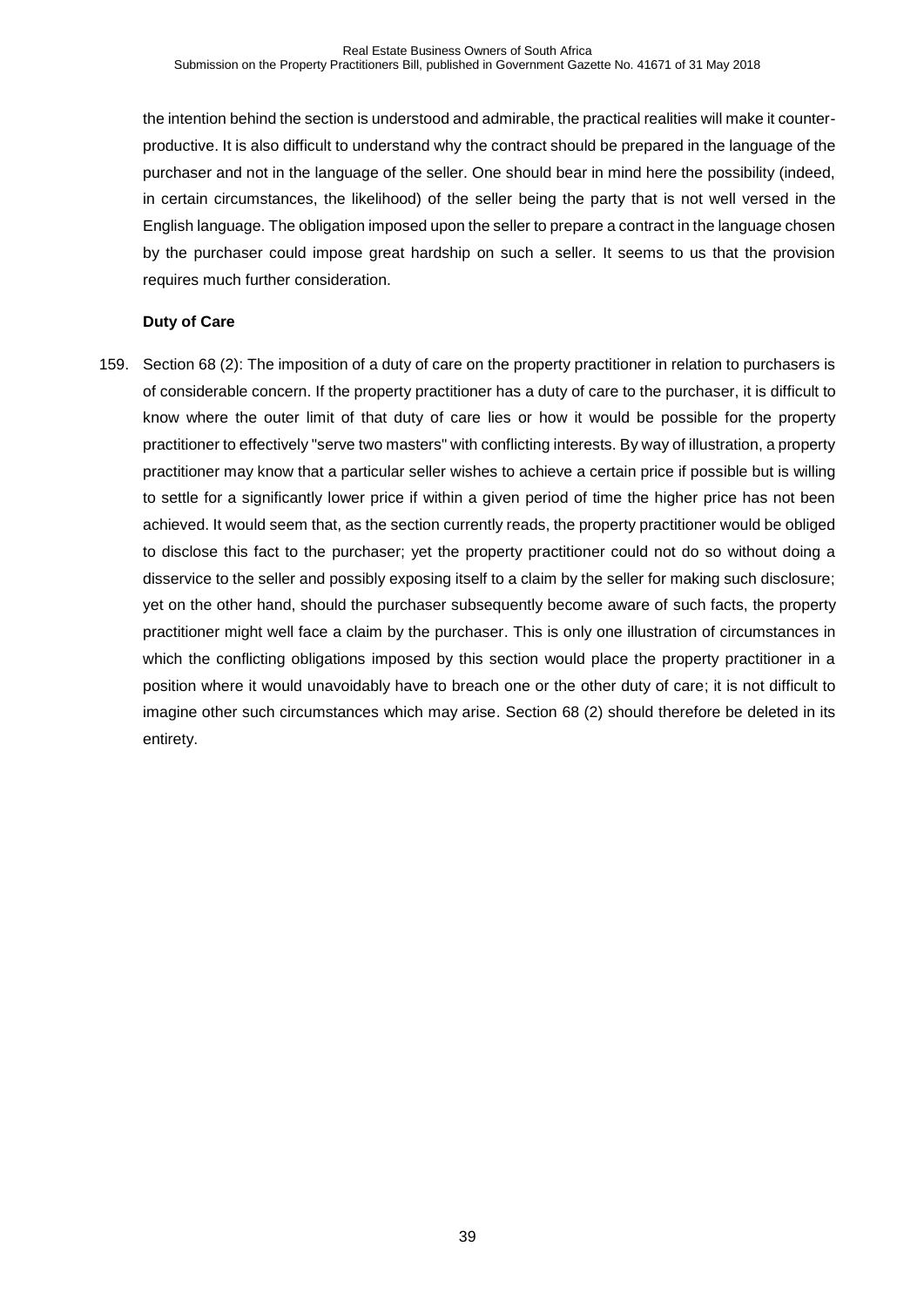the intention behind the section is understood and admirable, the practical realities will make it counter-productive. It is also difficult to understand why the contract should be prepared in the language of the purchaser and not in the language of the seller. One should bear in mind here the possibility (indeed, in certain circumstances, the likelihood) of the seller being the party that is not well versed in the English language. The obligation imposed upon the seller to prepare a contract in the language chosen by the purchaser could impose great hardship on such a seller. It seems to us that the provision requires much further consideration.

**Duty of Care**

159. Section 68 (2): The imposition of a duty of care on the property practitioner in relation to purchasers is of considerable concern. If the property practitioner has a duty of care to the purchaser, it is difficult to know where the outer limit of that duty of care lies or how it would be possible for the property practitioner to effectively "serve two masters" with conflicting interests. By way of illustration, a property practitioner may know that a particular seller wishes to achieve a certain price if possible but is willing to settle for a significantly lower price if within a given period of time the higher price has not been achieved. It would seem that, as the section currently reads, the property practitioner would be obliged to disclose this fact to the purchaser; yet the property practitioner could not do so without doing a disservice to the seller and possibly exposing itself to a claim by the seller for making such disclosure; yet on the other hand, should the purchaser subsequently become aware of such facts, the property practitioner might well face a claim by the purchaser. This is only one illustration of circumstances in which the conflicting obligations imposed by this section would place the property practitioner in a position where it would unavoidably have to breach one or the other duty of care; it is not difficult to imagine other such circumstances which may arise. Section 68 (2) should therefore be deleted in its entirety.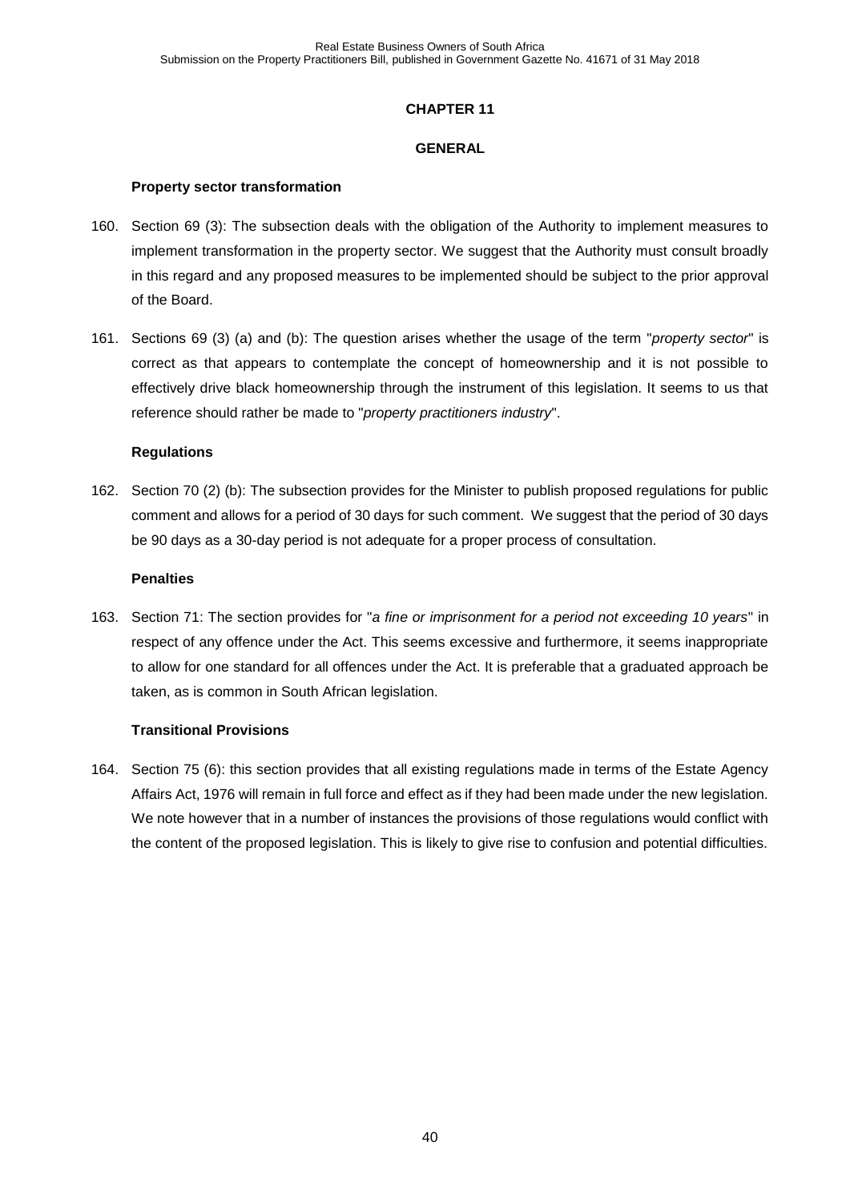## CHAPTER 11

## GENERAL

### Property sector transformation

160. Section 69 (3): The subsection deals with the obligation of the Authority to implement measures to implement transformation in the property sector. We suggest that the Authority must consult broadly in this regard and any proposed measures to be implemented should be subject to the prior approval of the Board.

161. Sections 69 (3) (a) and (b): The question arises whether the usage of the term "*property sector*" is correct as that appears to contemplate the concept of homeownership and it is not possible to effectively drive black homeownership through the instrument of this legislation. It seems to us that reference should rather be made to "*property practitioners industry*".

### Regulations

162. Section 70 (2) (b): The subsection provides for the Minister to publish proposed regulations for public comment and allows for a period of 30 days for such comment. We suggest that the period of 30 days be 90 days as a 30-day period is not adequate for a proper process of consultation.

### Penalties

163. Section 71: The section provides for "*a fine or imprisonment for a period not exceeding 10 years*" in respect of any offence under the Act. This seems excessive and furthermore, it seems inappropriate to allow for one standard for all offences under the Act. It is preferable that a graduated approach be taken, as is common in South African legislation.

### Transitional Provisions

164. Section 75 (6): this section provides that all existing regulations made in terms of the Estate Agency Affairs Act, 1976 will remain in full force and effect as if they had been made under the new legislation. We note however that in a number of instances the provisions of those regulations would conflict with the content of the proposed legislation. This is likely to give rise to confusion and potential difficulties.